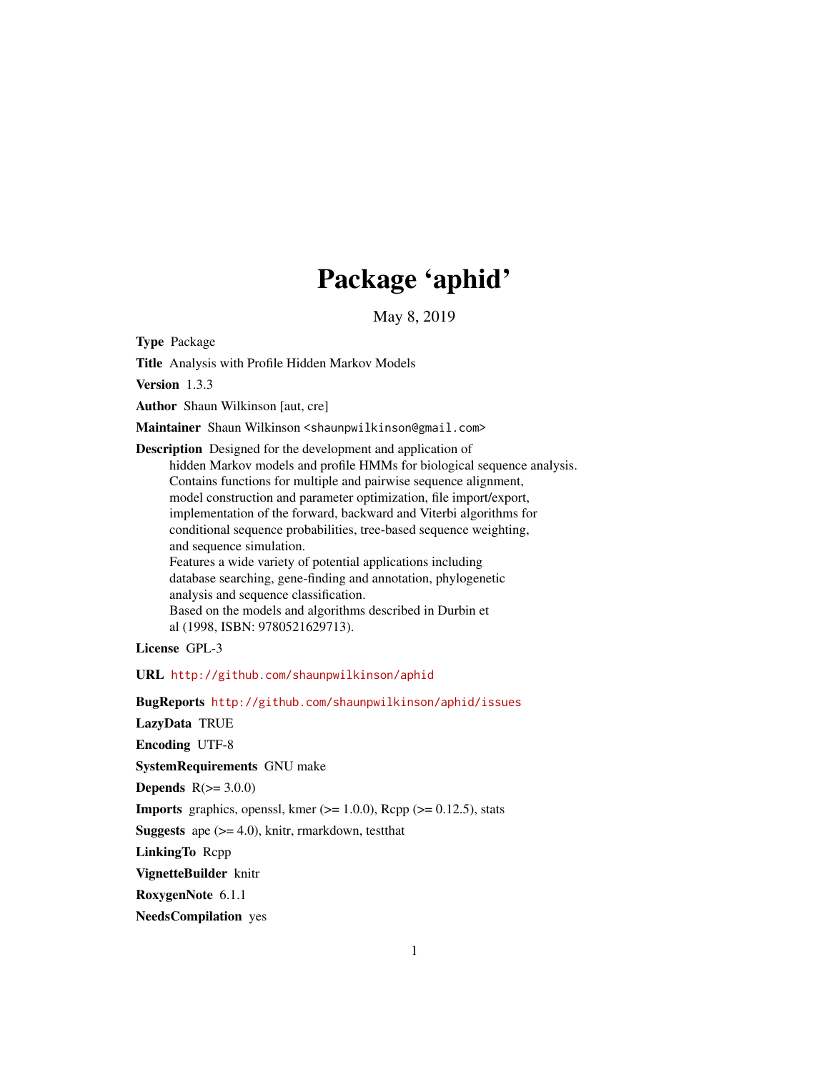# Package 'aphid'

May 8, 2019

**Type** Package

**Title** Analysis with Profile Hidden Markov Models

**Version** 1.3.3

**Author** Shaun Wilkinson [aut, cre]

**Maintainer** Shaun Wilkinson <shaunpwilkinson@gmail.com>

**Description** Designed for the development and application of hidden Markov models and profile HMMs for biological sequence analysis. Contains functions for multiple and pairwise sequence alignment, model construction and parameter optimization, file import/export, implementation of the forward, backward and Viterbi algorithms for conditional sequence probabilities, tree-based sequence weighting, and sequence simulation. Features a wide variety of potential applications including database searching, gene-finding and annotation, phylogenetic analysis and sequence classification. Based on the models and algorithms described in Durbin et al (1998, ISBN: 9780521629713).

**License** GPL-3

**URL** http://github.com/shaunpwilkinson/aphid

**BugReports** http://github.com/shaunpwilkinson/aphid/issues

**LazyData** TRUE

**Encoding** UTF-8

**SystemRequirements** GNU make

**Depends** R(>= 3.0.0)

**Imports** graphics, openssl, kmer (>= 1.0.0), Rcpp (>= 0.12.5), stats

**Suggests** ape (>= 4.0), knitr, rmarkdown, testthat

**LinkingTo** Rcpp

**VignetteBuilder** knitr

**RoxygenNote** 6.1.1

**NeedsCompilation** yes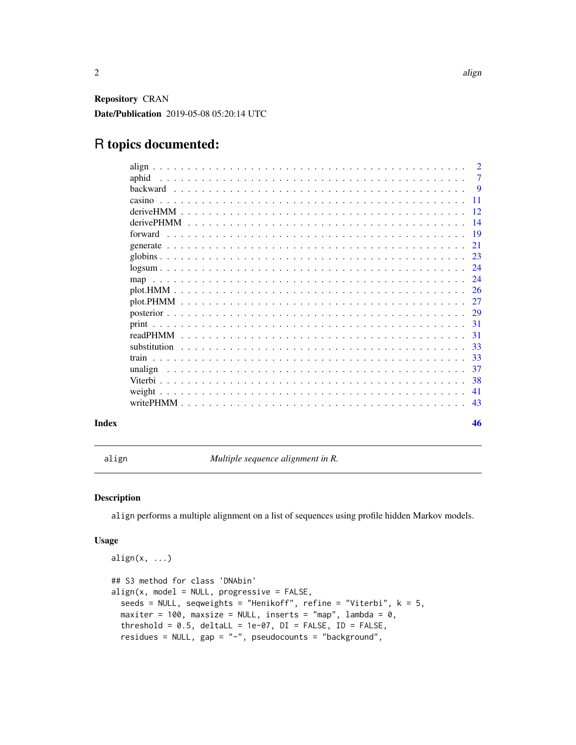**Repository** CRAN

**Date/Publication** 2019-05-08 05:20:14 UTC

# R topics documented:

| | |
|---|---|
| align | 2 |
| aphid | 7 |
| backward | 9 |
| casino | 11 |
| deriveHMM | 12 |
| derivePHMM | 14 |
| forward | 19 |
| generate | 21 |
| globins | 23 |
| logsum | 24 |
| map | 24 |
| plot.HMM | 26 |
| plot.PHMM | 27 |
| posterior | 29 |
| print | 31 |
| readPHMM | 31 |
| substitution | 33 |
| train | 33 |
| unalign | 37 |
| Viterbi | 38 |
| weight | 41 |
| writePHMM | 43 |

**Index** **46**

---

`align` *Multiple sequence alignment in R.*

---

## Description

`align` performs a multiple alignment on a list of sequences using profile hidden Markov models.

## Usage

```
align(x, ...)

## S3 method for class 'DNAbin'
align(x, model = NULL, progressive = FALSE,
  seeds = NULL, seqweights = "Henikoff", refine = "Viterbi", k = 5,
  maxiter = 100, maxsize = NULL, inserts = "map", lambda = 0,
  threshold = 0.5, deltaLL = 1e-07, DI = FALSE, ID = FALSE,
  residues = NULL, gap = "-", pseudocounts = "background",
```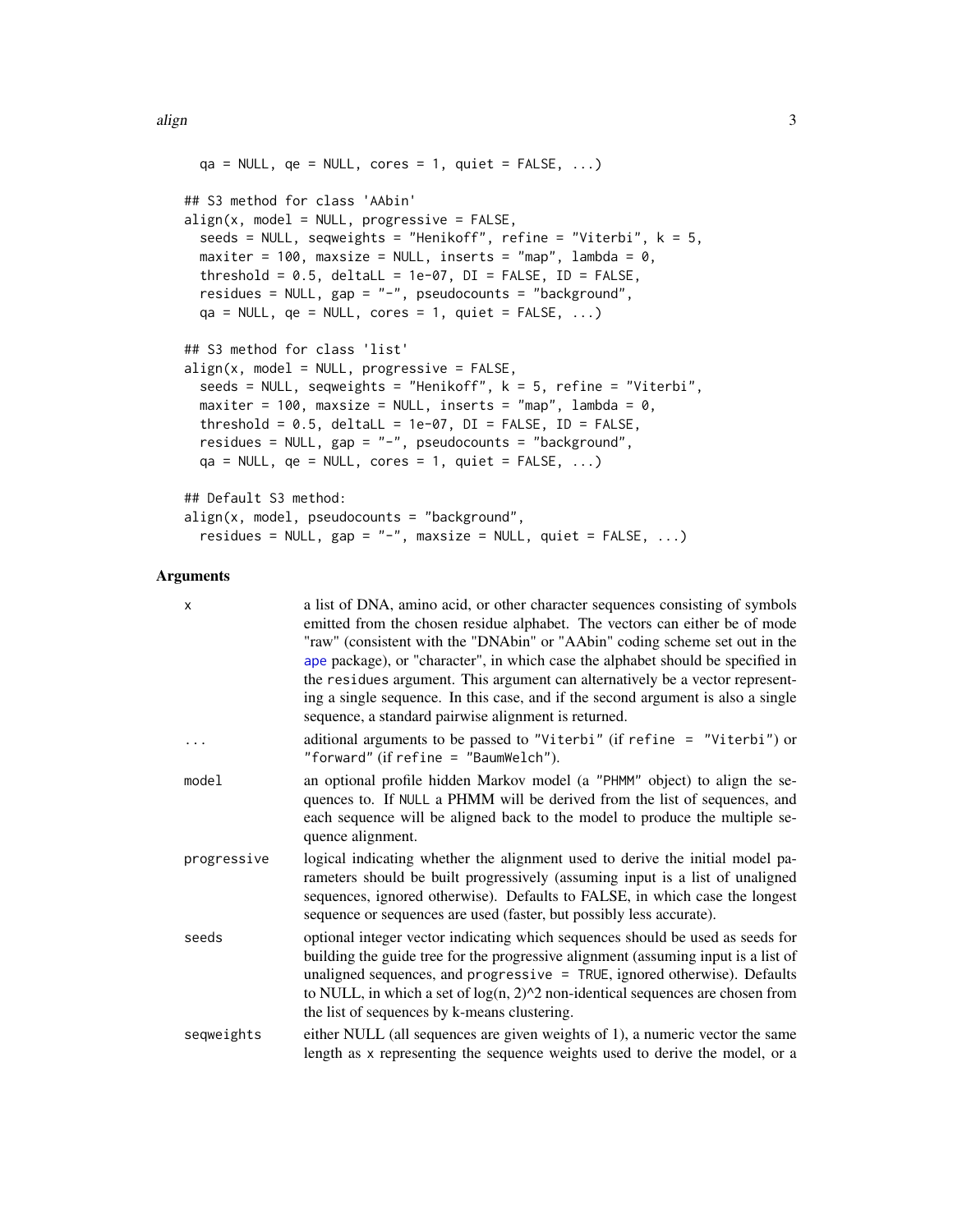```
  qa = NULL, qe = NULL, cores = 1, quiet = FALSE, ...)

## S3 method for class 'AAbin'
align(x, model = NULL, progressive = FALSE,
  seeds = NULL, seqweights = "Henikoff", refine = "Viterbi", k = 5,
  maxiter = 100, maxsize = NULL, inserts = "map", lambda = 0,
  threshold = 0.5, deltaLL = 1e-07, DI = FALSE, ID = FALSE,
  residues = NULL, gap = "-", pseudocounts = "background",
  qa = NULL, qe = NULL, cores = 1, quiet = FALSE, ...)

## S3 method for class 'list'
align(x, model = NULL, progressive = FALSE,
  seeds = NULL, seqweights = "Henikoff", k = 5, refine = "Viterbi",
  maxiter = 100, maxsize = NULL, inserts = "map", lambda = 0,
  threshold = 0.5, deltaLL = 1e-07, DI = FALSE, ID = FALSE,
  residues = NULL, gap = "-", pseudocounts = "background",
  qa = NULL, qe = NULL, cores = 1, quiet = FALSE, ...)

## Default S3 method:
align(x, model, pseudocounts = "background",
  residues = NULL, gap = "-", maxsize = NULL, quiet = FALSE, ...)
```

## Arguments

| | |
|---|---|
| x | a list of DNA, amino acid, or other character sequences consisting of symbols emitted from the chosen residue alphabet. The vectors can either be of mode "raw" (consistent with the "DNAbin" or "AAbin" coding scheme set out in the ape package), or "character", in which case the alphabet should be specified in the residues argument. This argument can alternatively be a vector representing a single sequence. In this case, and if the second argument is also a single sequence, a standard pairwise alignment is returned. |
| ... | aditional arguments to be passed to "Viterbi" (if refine = "Viterbi") or "forward" (if refine = "BaumWelch"). |
| model | an optional profile hidden Markov model (a "PHMM" object) to align the sequences to. If NULL a PHMM will be derived from the list of sequences, and each sequence will be aligned back to the model to produce the multiple sequence alignment. |
| progressive | logical indicating whether the alignment used to derive the initial model parameters should be built progressively (assuming input is a list of unaligned sequences, ignored otherwise). Defaults to FALSE, in which case the longest sequence or sequences are used (faster, but possibly less accurate). |
| seeds | optional integer vector indicating which sequences should be used as seeds for building the guide tree for the progressive alignment (assuming input is a list of unaligned sequences, and progressive = TRUE, ignored otherwise). Defaults to NULL, in which a set of log(n, 2)^2 non-identical sequences are chosen from the list of sequences by k-means clustering. |
| seqweights | either NULL (all sequences are given weights of 1), a numeric vector the same length as x representing the sequence weights used to derive the model, or a |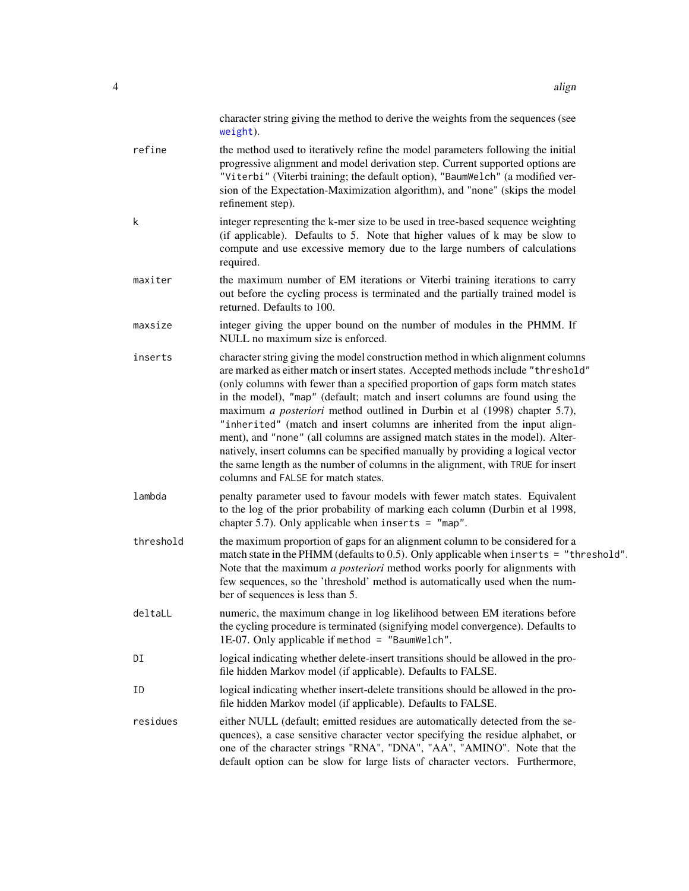character string giving the method to derive the weights from the sequences (see `weight`).

**refine**
: the method used to iteratively refine the model parameters following the initial progressive alignment and model derivation step. Current supported options are `"Viterbi"` (Viterbi training; the default option), `"BaumWelch"` (a modified version of the Expectation-Maximization algorithm), and "none" (skips the model refinement step).

**k**
: integer representing the k-mer size to be used in tree-based sequence weighting (if applicable). Defaults to 5. Note that higher values of k may be slow to compute and use excessive memory due to the large numbers of calculations required.

**maxiter**
: the maximum number of EM iterations or Viterbi training iterations to carry out before the cycling process is terminated and the partially trained model is returned. Defaults to 100.

**maxsize**
: integer giving the upper bound on the number of modules in the PHMM. If NULL no maximum size is enforced.

**inserts**
: character string giving the model construction method in which alignment columns are marked as either match or insert states. Accepted methods include `"threshold"` (only columns with fewer than a specified proportion of gaps form match states in the model), `"map"` (default; match and insert columns are found using the maximum *a posteriori* method outlined in Durbin et al (1998) chapter 5.7), `"inherited"` (match and insert columns are inherited from the input alignment), and `"none"` (all columns are assigned match states in the model). Alternatively, insert columns can be specified manually by providing a logical vector the same length as the number of columns in the alignment, with `TRUE` for insert columns and `FALSE` for match states.

**lambda**
: penalty parameter used to favour models with fewer match states. Equivalent to the log of the prior probability of marking each column (Durbin et al 1998, chapter 5.7). Only applicable when `inserts = "map"`.

**threshold**
: the maximum proportion of gaps for an alignment column to be considered for a match state in the PHMM (defaults to 0.5). Only applicable when `inserts = "threshold"`. Note that the maximum *a posteriori* method works poorly for alignments with few sequences, so the 'threshold' method is automatically used when the number of sequences is less than 5.

**deltaLL**
: numeric, the maximum change in log likelihood between EM iterations before the cycling procedure is terminated (signifying model convergence). Defaults to 1E-07. Only applicable if `method = "BaumWelch"`.

**DI**
: logical indicating whether delete-insert transitions should be allowed in the profile hidden Markov model (if applicable). Defaults to FALSE.

**ID**
: logical indicating whether insert-delete transitions should be allowed in the profile hidden Markov model (if applicable). Defaults to FALSE.

**residues**
: either NULL (default; emitted residues are automatically detected from the sequences), a case sensitive character vector specifying the residue alphabet, or one of the character strings "RNA", "DNA", "AA", "AMINO". Note that the default option can be slow for large lists of character vectors. Furthermore,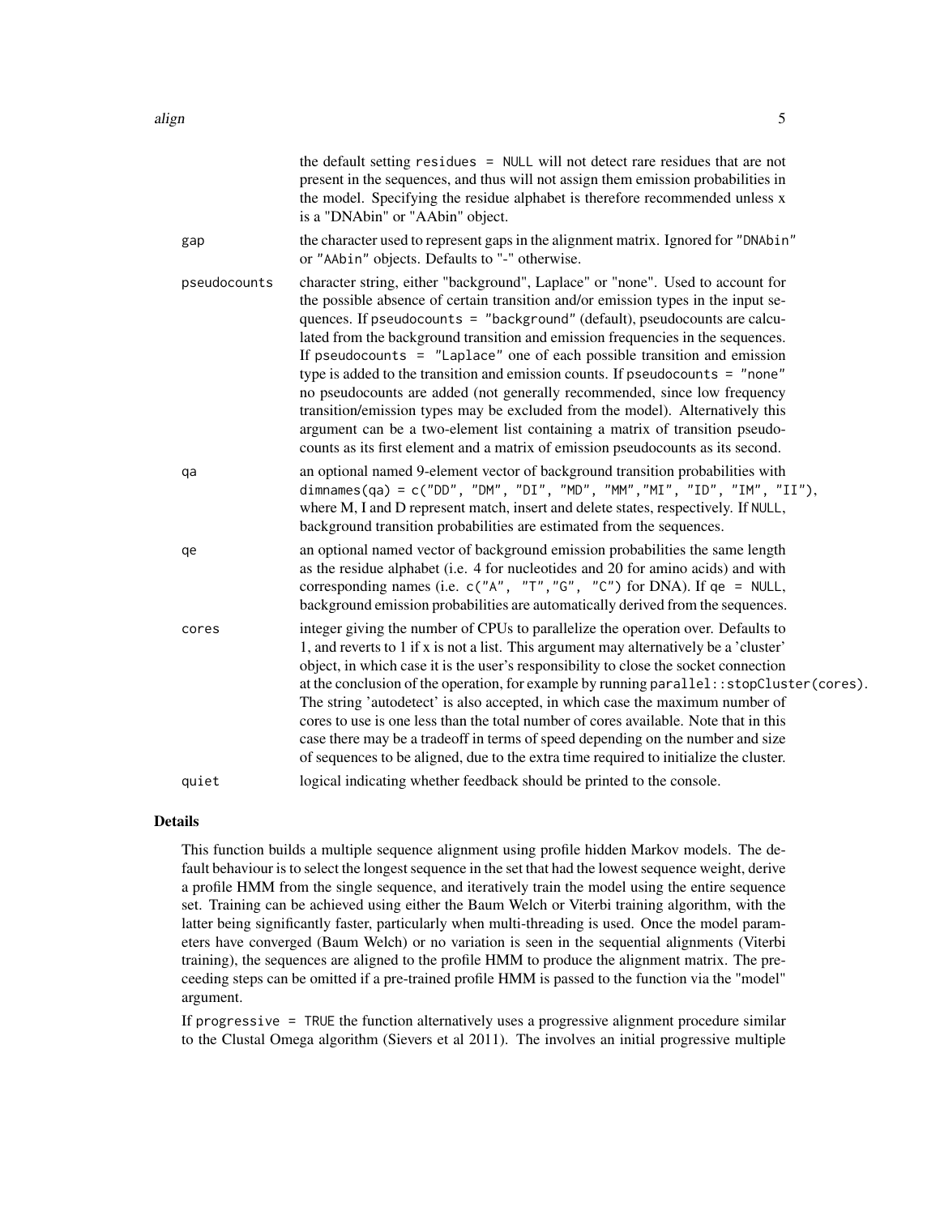the default setting `residues = NULL` will not detect rare residues that are not present in the sequences, and thus will not assign them emission probabilities in the model. Specifying the residue alphabet is therefore recommended unless x is a "DNAbin" or "AAbin" object.

**gap** the character used to represent gaps in the alignment matrix. Ignored for `"DNAbin"` or `"AAbin"` objects. Defaults to "-" otherwise.

**pseudocounts** character string, either "background", Laplace" or "none". Used to account for the possible absence of certain transition and/or emission types in the input sequences. If `pseudocounts = "background"` (default), pseudocounts are calculated from the background transition and emission frequencies in the sequences. If `pseudocounts = "Laplace"` one of each possible transition and emission type is added to the transition and emission counts. If `pseudocounts = "none"` no pseudocounts are added (not generally recommended, since low frequency transition/emission types may be excluded from the model). Alternatively this argument can be a two-element list containing a matrix of transition pseudocounts as its first element and a matrix of emission pseudocounts as its second.

**qa** an optional named 9-element vector of background transition probabilities with `dimnames(qa) = c("DD", "DM", "DI", "MD", "MM","MI", "ID", "IM", "II")`, where M, I and D represent match, insert and delete states, respectively. If `NULL`, background transition probabilities are estimated from the sequences.

**qe** an optional named vector of background emission probabilities the same length as the residue alphabet (i.e. 4 for nucleotides and 20 for amino acids) and with corresponding names (i.e. `c("A", "T","G", "C")` for DNA). If `qe = NULL`, background emission probabilities are automatically derived from the sequences.

**cores** integer giving the number of CPUs to parallelize the operation over. Defaults to 1, and reverts to 1 if x is not a list. This argument may alternatively be a 'cluster' object, in which case it is the user's responsibility to close the socket connection at the conclusion of the operation, for example by running `parallel::stopCluster(cores)`. The string 'autodetect' is also accepted, in which case the maximum number of cores to use is one less than the total number of cores available. Note that in this case there may be a tradeoff in terms of speed depending on the number and size of sequences to be aligned, due to the extra time required to initialize the cluster.

**quiet** logical indicating whether feedback should be printed to the console.

## Details

This function builds a multiple sequence alignment using profile hidden Markov models. The default behaviour is to select the longest sequence in the set that had the lowest sequence weight, derive a profile HMM from the single sequence, and iteratively train the model using the entire sequence set. Training can be achieved using either the Baum Welch or Viterbi training algorithm, with the latter being significantly faster, particularly when multi-threading is used. Once the model parameters have converged (Baum Welch) or no variation is seen in the sequential alignments (Viterbi training), the sequences are aligned to the profile HMM to produce the alignment matrix. The preceeding steps can be omitted if a pre-trained profile HMM is passed to the function via the "model" argument.

If `progressive = TRUE` the function alternatively uses a progressive alignment procedure similar to the Clustal Omega algorithm (Sievers et al 2011). The involves an initial progressive multiple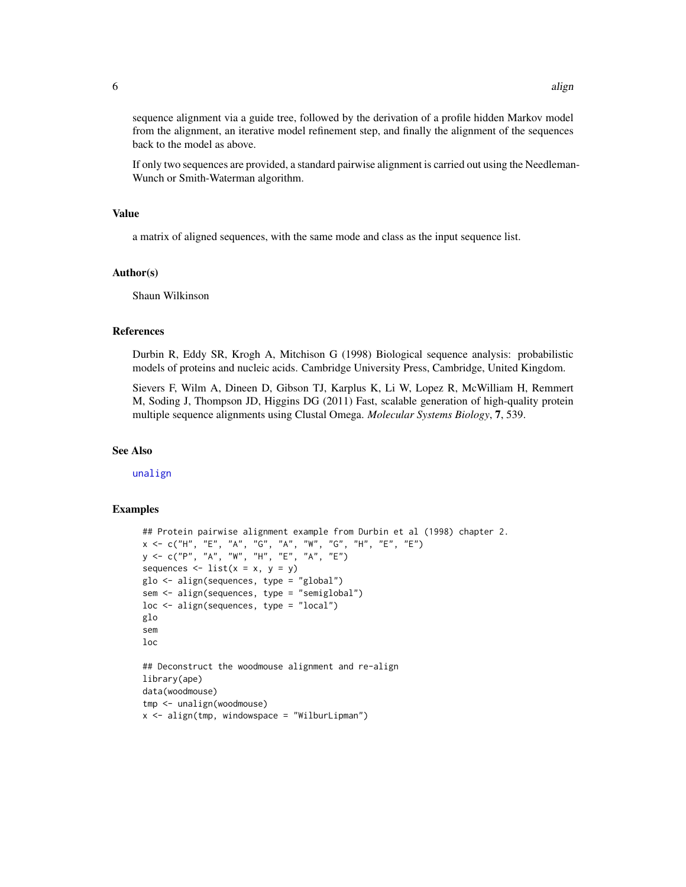sequence alignment via a guide tree, followed by the derivation of a profile hidden Markov model from the alignment, an iterative model refinement step, and finally the alignment of the sequences back to the model as above.

If only two sequences are provided, a standard pairwise alignment is carried out using the Needleman-Wunch or Smith-Waterman algorithm.

### Value

a matrix of aligned sequences, with the same mode and class as the input sequence list.

### Author(s)

Shaun Wilkinson

### References

Durbin R, Eddy SR, Krogh A, Mitchison G (1998) Biological sequence analysis: probabilistic models of proteins and nucleic acids. Cambridge University Press, Cambridge, United Kingdom.

Sievers F, Wilm A, Dineen D, Gibson TJ, Karplus K, Li W, Lopez R, McWilliam H, Remmert M, Soding J, Thompson JD, Higgins DG (2011) Fast, scalable generation of high-quality protein multiple sequence alignments using Clustal Omega. *Molecular Systems Biology*, **7**, 539.

### See Also

unalign

### Examples

```
## Protein pairwise alignment example from Durbin et al (1998) chapter 2.
x <- c("H", "E", "A", "G", "A", "W", "G", "H", "E", "E")
y <- c("P", "A", "W", "H", "E", "A", "E")
sequences <- list(x = x, y = y)
glo <- align(sequences, type = "global")
sem <- align(sequences, type = "semiglobal")
loc <- align(sequences, type = "local")
glo
sem
loc

## Deconstruct the woodmouse alignment and re-align
library(ape)
data(woodmouse)
tmp <- unalign(woodmouse)
x <- align(tmp, windowspace = "WilburLipman")
```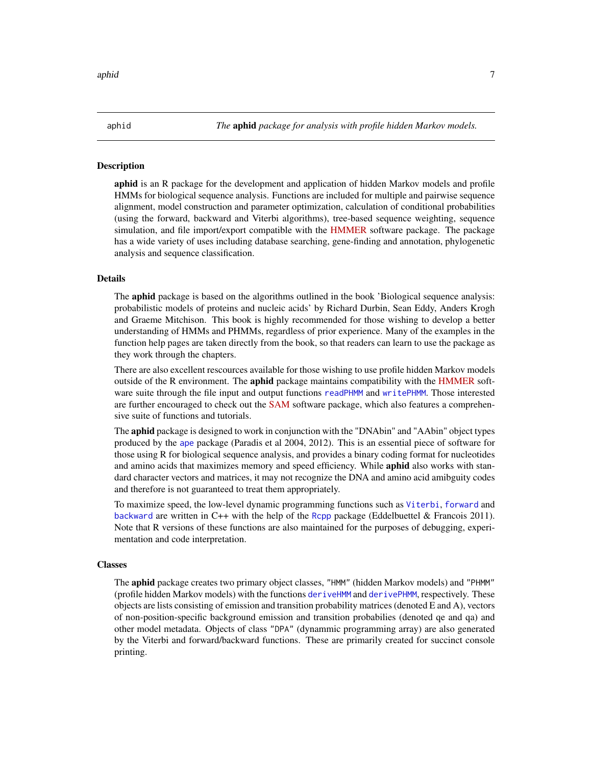aphid *The **aphid** package for analysis with profile hidden Markov models.*

## Description

**aphid** is an R package for the development and application of hidden Markov models and profile HMMs for biological sequence analysis. Functions are included for multiple and pairwise sequence alignment, model construction and parameter optimization, calculation of conditional probabilities (using the forward, backward and Viterbi algorithms), tree-based sequence weighting, sequence simulation, and file import/export compatible with the HMMER software package. The package has a wide variety of uses including database searching, gene-finding and annotation, phylogenetic analysis and sequence classification.

## Details

The **aphid** package is based on the algorithms outlined in the book 'Biological sequence analysis: probabilistic models of proteins and nucleic acids' by Richard Durbin, Sean Eddy, Anders Krogh and Graeme Mitchison. This book is highly recommended for those wishing to develop a better understanding of HMMs and PHMMs, regardless of prior experience. Many of the examples in the function help pages are taken directly from the book, so that readers can learn to use the package as they work through the chapters.

There are also excellent rescources available for those wishing to use profile hidden Markov models outside of the R environment. The **aphid** package maintains compatibility with the HMMER software suite through the file input and output functions `readPHMM` and `writePHMM`. Those interested are further encouraged to check out the SAM software package, which also features a comprehensive suite of functions and tutorials.

The **aphid** package is designed to work in conjunction with the "DNAbin" and "AAbin" object types produced by the `ape` package (Paradis et al 2004, 2012). This is an essential piece of software for those using R for biological sequence analysis, and provides a binary coding format for nucleotides and amino acids that maximizes memory and speed efficiency. While **aphid** also works with standard character vectors and matrices, it may not recognize the DNA and amino acid amibguity codes and therefore is not guaranteed to treat them appropriately.

To maximize speed, the low-level dynamic programming functions such as `Viterbi`, `forward` and `backward` are written in C++ with the help of the `Rcpp` package (Eddelbuettel & Francois 2011). Note that R versions of these functions are also maintained for the purposes of debugging, experimentation and code interpretation.

## Classes

The **aphid** package creates two primary object classes, `"HMM"` (hidden Markov models) and `"PHMM"` (profile hidden Markov models) with the functions `deriveHMM` and `derivePHMM`, respectively. These objects are lists consisting of emission and transition probability matrices (denoted E and A), vectors of non-position-specific background emission and transition probabilies (denoted qe and qa) and other model metadata. Objects of class `"DPA"` (dynammic programming array) are also generated by the Viterbi and forward/backward functions. These are primarily created for succinct console printing.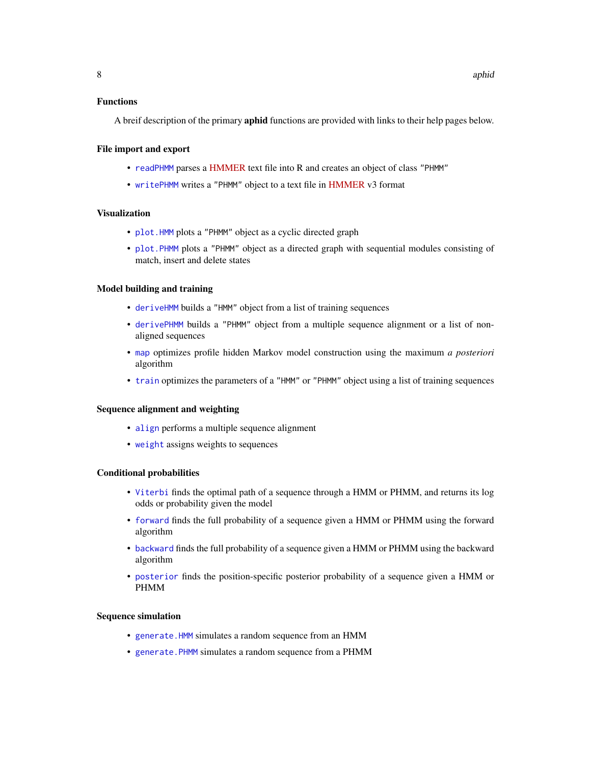## Functions

A breif description of the primary **aphid** functions are provided with links to their help pages below.

### File import and export

- `readPHMM` parses a HMMER text file into R and creates an object of class "PHMM"
- `writePHMM` writes a "PHMM" object to a text file in HMMER v3 format

### Visualization

- `plot.HMM` plots a "PHMM" object as a cyclic directed graph
- `plot.PHMM` plots a "PHMM" object as a directed graph with sequential modules consisting of match, insert and delete states

### Model building and training

- `deriveHMM` builds a "HMM" object from a list of training sequences
- `derivePHMM` builds a "PHMM" object from a multiple sequence alignment or a list of non-aligned sequences
- `map` optimizes profile hidden Markov model construction using the maximum *a posteriori* algorithm
- `train` optimizes the parameters of a "HMM" or "PHMM" object using a list of training sequences

### Sequence alignment and weighting

- `align` performs a multiple sequence alignment
- `weight` assigns weights to sequences

### Conditional probabilities

- `Viterbi` finds the optimal path of a sequence through a HMM or PHMM, and returns its log odds or probability given the model
- `forward` finds the full probability of a sequence given a HMM or PHMM using the forward algorithm
- `backward` finds the full probability of a sequence given a HMM or PHMM using the backward algorithm
- `posterior` finds the position-specific posterior probability of a sequence given a HMM or PHMM

### Sequence simulation

- `generate.HMM` simulates a random sequence from an HMM
- `generate.PHMM` simulates a random sequence from a PHMM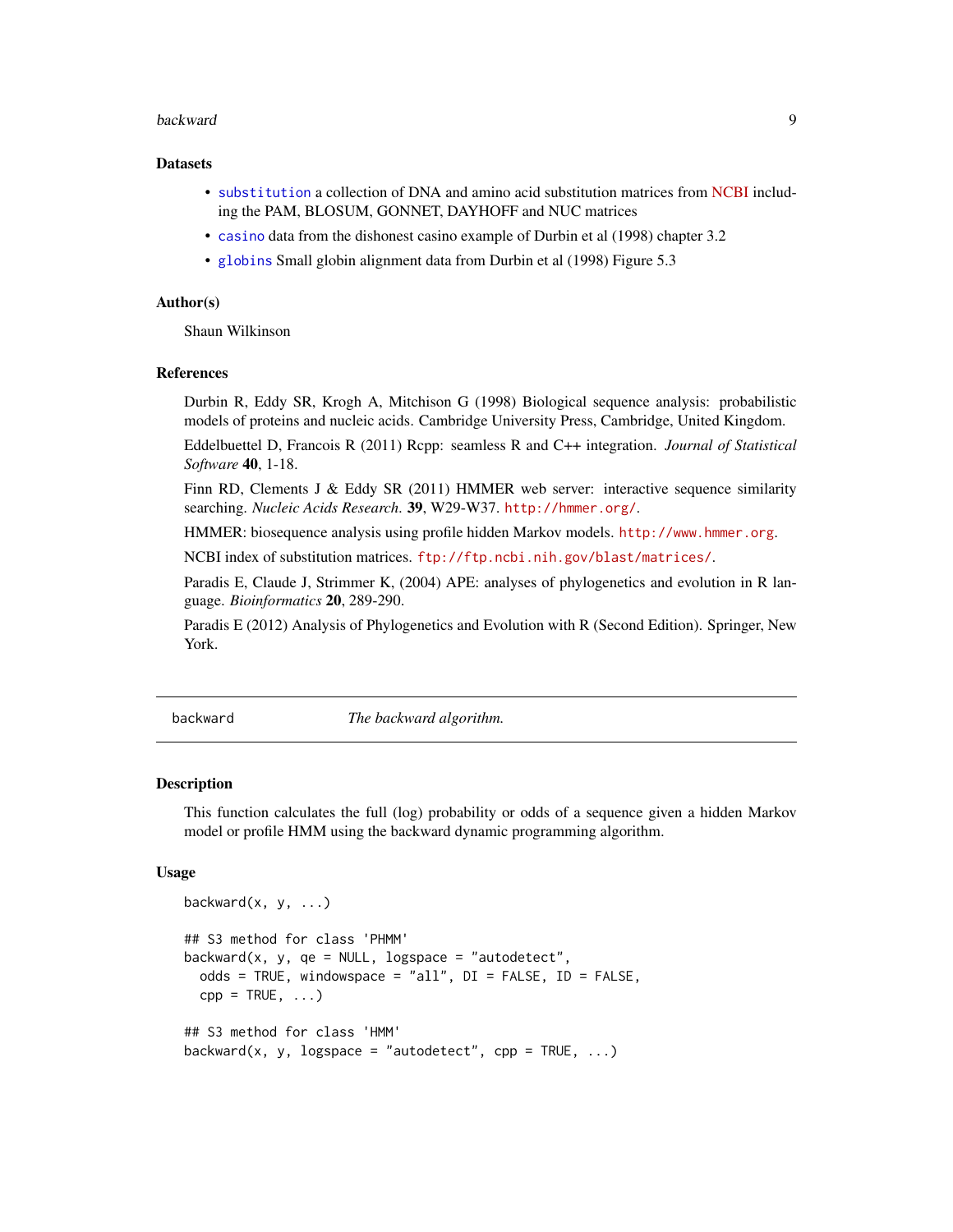### Datasets

- `substitution` a collection of DNA and amino acid substitution matrices from NCBI including the PAM, BLOSUM, GONNET, DAYHOFF and NUC matrices
- `casino` data from the dishonest casino example of Durbin et al (1998) chapter 3.2
- `globins` Small globin alignment data from Durbin et al (1998) Figure 5.3

### Author(s)

Shaun Wilkinson

### References

Durbin R, Eddy SR, Krogh A, Mitchison G (1998) Biological sequence analysis: probabilistic models of proteins and nucleic acids. Cambridge University Press, Cambridge, United Kingdom.

Eddelbuettel D, Francois R (2011) Rcpp: seamless R and C++ integration. *Journal of Statistical Software* **40**, 1-18.

Finn RD, Clements J & Eddy SR (2011) HMMER web server: interactive sequence similarity searching. *Nucleic Acids Research*. **39**, W29-W37. http://hmmer.org/.

HMMER: biosequence analysis using profile hidden Markov models. http://www.hmmer.org.

NCBI index of substitution matrices. ftp://ftp.ncbi.nih.gov/blast/matrices/.

Paradis E, Claude J, Strimmer K, (2004) APE: analyses of phylogenetics and evolution in R language. *Bioinformatics* **20**, 289-290.

Paradis E (2012) Analysis of Phylogenetics and Evolution with R (Second Edition). Springer, New York.

---

## backward — *The backward algorithm.*

---

### Description

This function calculates the full (log) probability or odds of a sequence given a hidden Markov model or profile HMM using the backward dynamic programming algorithm.

### Usage

```
backward(x, y, ...)

## S3 method for class 'PHMM'
backward(x, y, qe = NULL, logspace = "autodetect",
  odds = TRUE, windowspace = "all", DI = FALSE, ID = FALSE,
  cpp = TRUE, ...)

## S3 method for class 'HMM'
backward(x, y, logspace = "autodetect", cpp = TRUE, ...)
```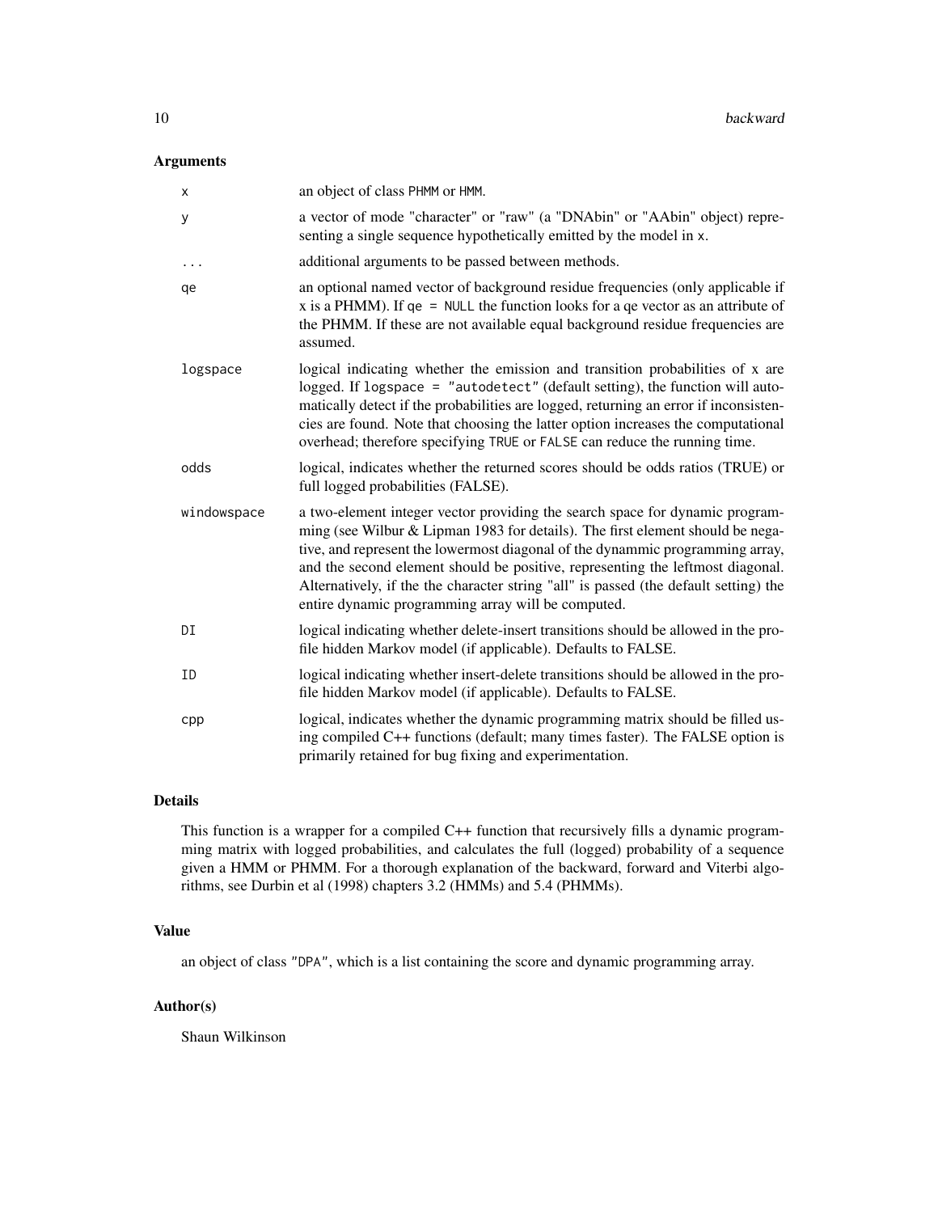## Arguments

| | |
|---|---|
| `x` | an object of class `PHMM` or `HMM`. |
| `y` | a vector of mode "character" or "raw" (a "DNAbin" or "AAbin" object) representing a single sequence hypothetically emitted by the model in `x`. |
| `...` | additional arguments to be passed between methods. |
| `qe` | an optional named vector of background residue frequencies (only applicable if x is a PHMM). If `qe = NULL` the function looks for a qe vector as an attribute of the PHMM. If these are not available equal background residue frequencies are assumed. |
| `logspace` | logical indicating whether the emission and transition probabilities of x are logged. If `logspace = "autodetect"` (default setting), the function will automatically detect if the probabilities are logged, returning an error if inconsistencies are found. Note that choosing the latter option increases the computational overhead; therefore specifying `TRUE` or `FALSE` can reduce the running time. |
| `odds` | logical, indicates whether the returned scores should be odds ratios (TRUE) or full logged probabilities (FALSE). |
| `windowspace` | a two-element integer vector providing the search space for dynamic programming (see Wilbur & Lipman 1983 for details). The first element should be negative, and represent the lowermost diagonal of the dynammic programming array, and the second element should be positive, representing the leftmost diagonal. Alternatively, if the the character string "all" is passed (the default setting) the entire dynamic programming array will be computed. |
| `DI` | logical indicating whether delete-insert transitions should be allowed in the profile hidden Markov model (if applicable). Defaults to FALSE. |
| `ID` | logical indicating whether insert-delete transitions should be allowed in the profile hidden Markov model (if applicable). Defaults to FALSE. |
| `cpp` | logical, indicates whether the dynamic programming matrix should be filled using compiled C++ functions (default; many times faster). The FALSE option is primarily retained for bug fixing and experimentation. |

## Details

This function is a wrapper for a compiled C++ function that recursively fills a dynamic programming matrix with logged probabilities, and calculates the full (logged) probability of a sequence given a HMM or PHMM. For a thorough explanation of the backward, forward and Viterbi algorithms, see Durbin et al (1998) chapters 3.2 (HMMs) and 5.4 (PHMMs).

## Value

an object of class `"DPA"`, which is a list containing the score and dynamic programming array.

## Author(s)

Shaun Wilkinson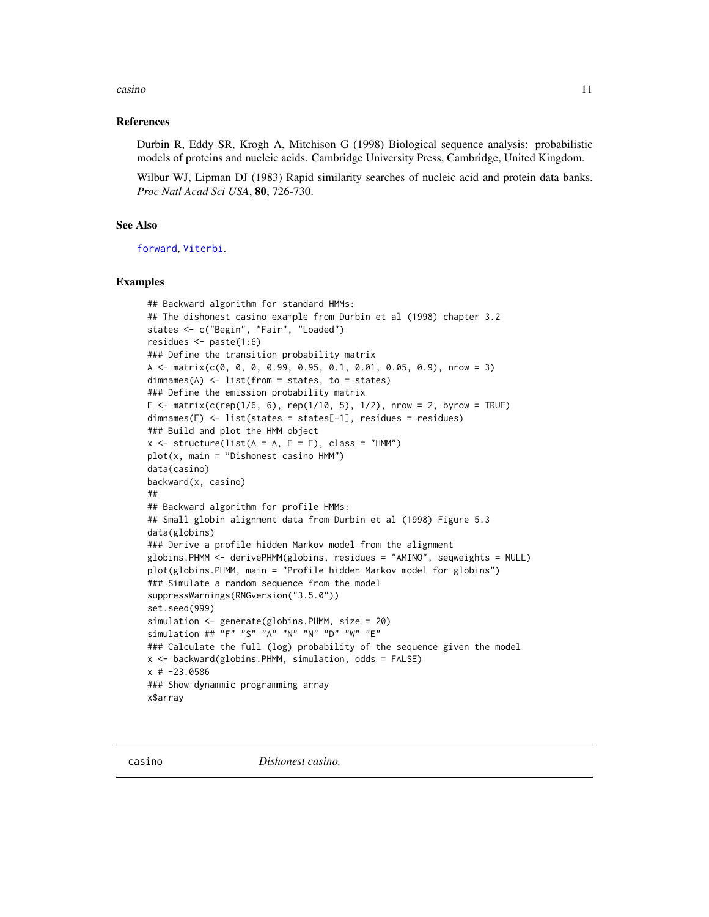## References

Durbin R, Eddy SR, Krogh A, Mitchison G (1998) Biological sequence analysis: probabilistic models of proteins and nucleic acids. Cambridge University Press, Cambridge, United Kingdom.

Wilbur WJ, Lipman DJ (1983) Rapid similarity searches of nucleic acid and protein data banks. *Proc Natl Acad Sci USA*, **80**, 726-730.

## See Also

forward, Viterbi.

## Examples

```
## Backward algorithm for standard HMMs:
## The dishonest casino example from Durbin et al (1998) chapter 3.2
states <- c("Begin", "Fair", "Loaded")
residues <- paste(1:6)
### Define the transition probability matrix
A <- matrix(c(0, 0, 0, 0.99, 0.95, 0.1, 0.01, 0.05, 0.9), nrow = 3)
dimnames(A) <- list(from = states, to = states)
### Define the emission probability matrix
E <- matrix(c(rep(1/6, 6), rep(1/10, 5), 1/2), nrow = 2, byrow = TRUE)
dimnames(E) <- list(states = states[-1], residues = residues)
### Build and plot the HMM object
x <- structure(list(A = A, E = E), class = "HMM")
plot(x, main = "Dishonest casino HMM")
data(casino)
backward(x, casino)
##
## Backward algorithm for profile HMMs:
## Small globin alignment data from Durbin et al (1998) Figure 5.3
data(globins)
### Derive a profile hidden Markov model from the alignment
globins.PHMM <- derivePHMM(globins, residues = "AMINO", seqweights = NULL)
plot(globins.PHMM, main = "Profile hidden Markov model for globins")
### Simulate a random sequence from the model
suppressWarnings(RNGversion("3.5.0"))
set.seed(999)
simulation <- generate(globins.PHMM, size = 20)
simulation ## "F" "S" "A" "N" "N" "D" "W" "E"
### Calculate the full (log) probability of the sequence given the model
x <- backward(globins.PHMM, simulation, odds = FALSE)
x # -23.0586
### Show dynammic programming array
x$array
```

---

casino &nbsp;&nbsp;&nbsp;&nbsp;&nbsp;&nbsp;&nbsp; *Dishonest casino.*

---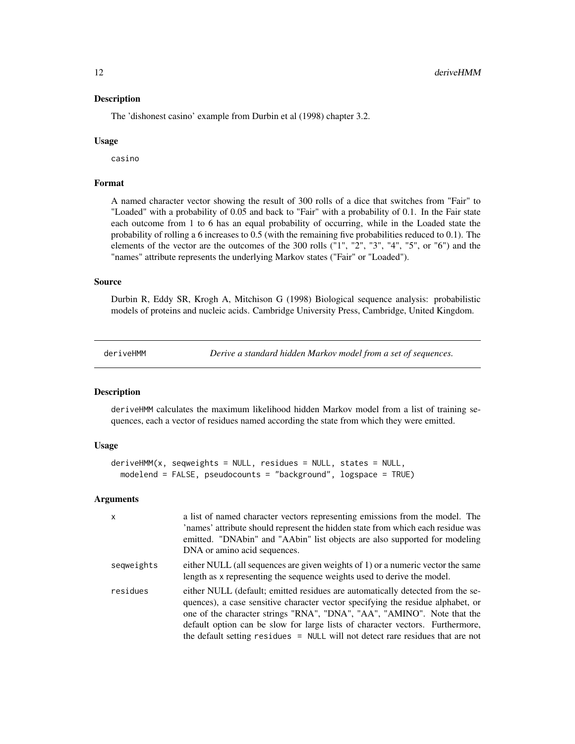### Description

The 'dishonest casino' example from Durbin et al (1998) chapter 3.2.

### Usage

```
casino
```

### Format

A named character vector showing the result of 300 rolls of a dice that switches from "Fair" to "Loaded" with a probability of 0.05 and back to "Fair" with a probability of 0.1. In the Fair state each outcome from 1 to 6 has an equal probability of occurring, while in the Loaded state the probability of rolling a 6 increases to 0.5 (with the remaining five probabilities reduced to 0.1). The elements of the vector are the outcomes of the 300 rolls ("1", "2", "3", "4", "5", or "6") and the "names" attribute represents the underlying Markov states ("Fair" or "Loaded").

### Source

Durbin R, Eddy SR, Krogh A, Mitchison G (1998) Biological sequence analysis: probabilistic models of proteins and nucleic acids. Cambridge University Press, Cambridge, United Kingdom.

---

## deriveHMM — *Derive a standard hidden Markov model from a set of sequences.*

### Description

`deriveHMM` calculates the maximum likelihood hidden Markov model from a list of training sequences, each a vector of residues named according the state from which they were emitted.

### Usage

```
deriveHMM(x, seqweights = NULL, residues = NULL, states = NULL,
  modelend = FALSE, pseudocounts = "background", logspace = TRUE)
```

### Arguments

| | |
|---|---|
| `x` | a list of named character vectors representing emissions from the model. The 'names' attribute should represent the hidden state from which each residue was emitted. "DNAbin" and "AAbin" list objects are also supported for modeling DNA or amino acid sequences. |
| `seqweights` | either NULL (all sequences are given weights of 1) or a numeric vector the same length as `x` representing the sequence weights used to derive the model. |
| `residues` | either NULL (default; emitted residues are automatically detected from the sequences), a case sensitive character vector specifying the residue alphabet, or one of the character strings "RNA", "DNA", "AA", "AMINO". Note that the default option can be slow for large lists of character vectors. Furthermore, the default setting `residues = NULL` will not detect rare residues that are not |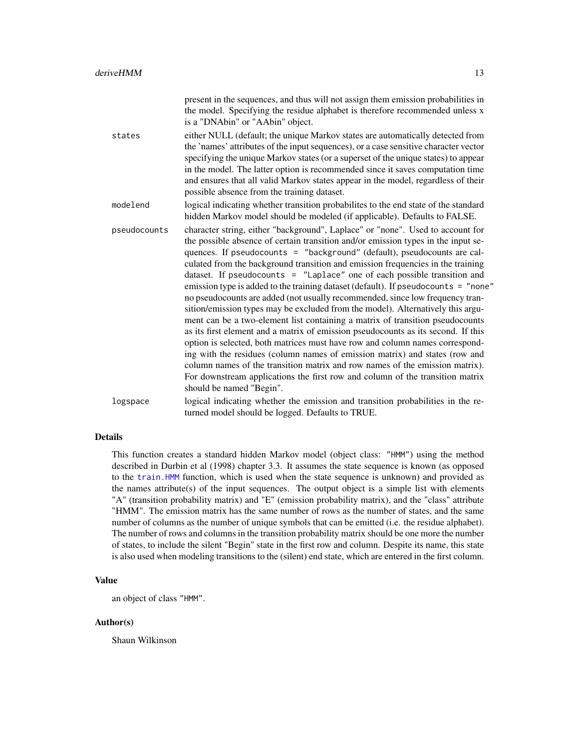present in the sequences, and thus will not assign them emission probabilities in the model. Specifying the residue alphabet is therefore recommended unless x is a "DNAbin" or "AAbin" object.

`states` either NULL (default; the unique Markov states are automatically detected from the 'names' attributes of the input sequences), or a case sensitive character vector specifying the unique Markov states (or a superset of the unique states) to appear in the model. The latter option is recommended since it saves computation time and ensures that all valid Markov states appear in the model, regardless of their possible absence from the training dataset.

`modelend` logical indicating whether transition probabilites to the end state of the standard hidden Markov model should be modeled (if applicable). Defaults to FALSE.

`pseudocounts` character string, either "background", Laplace" or "none". Used to account for the possible absence of certain transition and/or emission types in the input sequences. If `pseudocounts = "background"` (default), pseudocounts are calculated from the background transition and emission frequencies in the training dataset. If `pseudocounts = "Laplace"` one of each possible transition and emission type is added to the training dataset (default). If `pseudocounts = "none"` no pseudocounts are added (not usually recommended, since low frequency transition/emission types may be excluded from the model). Alternatively this argument can be a two-element list containing a matrix of transition pseudocounts as its first element and a matrix of emission pseudocounts as its second. If this option is selected, both matrices must have row and column names corresponding with the residues (column names of emission matrix) and states (row and column names of the transition matrix and row names of the emission matrix). For downstream applications the first row and column of the transition matrix should be named "Begin".

`logspace` logical indicating whether the emission and transition probabilities in the returned model should be logged. Defaults to TRUE.

## Details

This function creates a standard hidden Markov model (object class: `"HMM"`) using the method described in Durbin et al (1998) chapter 3.3. It assumes the state sequence is known (as opposed to the `train.HMM` function, which is used when the state sequence is unknown) and provided as the names attribute(s) of the input sequences. The output object is a simple list with elements "A" (transition probability matrix) and "E" (emission probability matrix), and the "class" attribute "HMM". The emission matrix has the same number of rows as the number of states, and the same number of columns as the number of unique symbols that can be emitted (i.e. the residue alphabet). The number of rows and columns in the transition probability matrix should be one more the number of states, to include the silent "Begin" state in the first row and column. Despite its name, this state is also used when modeling transitions to the (silent) end state, which are entered in the first column.

## Value

an object of class `"HMM"`.

## Author(s)

Shaun Wilkinson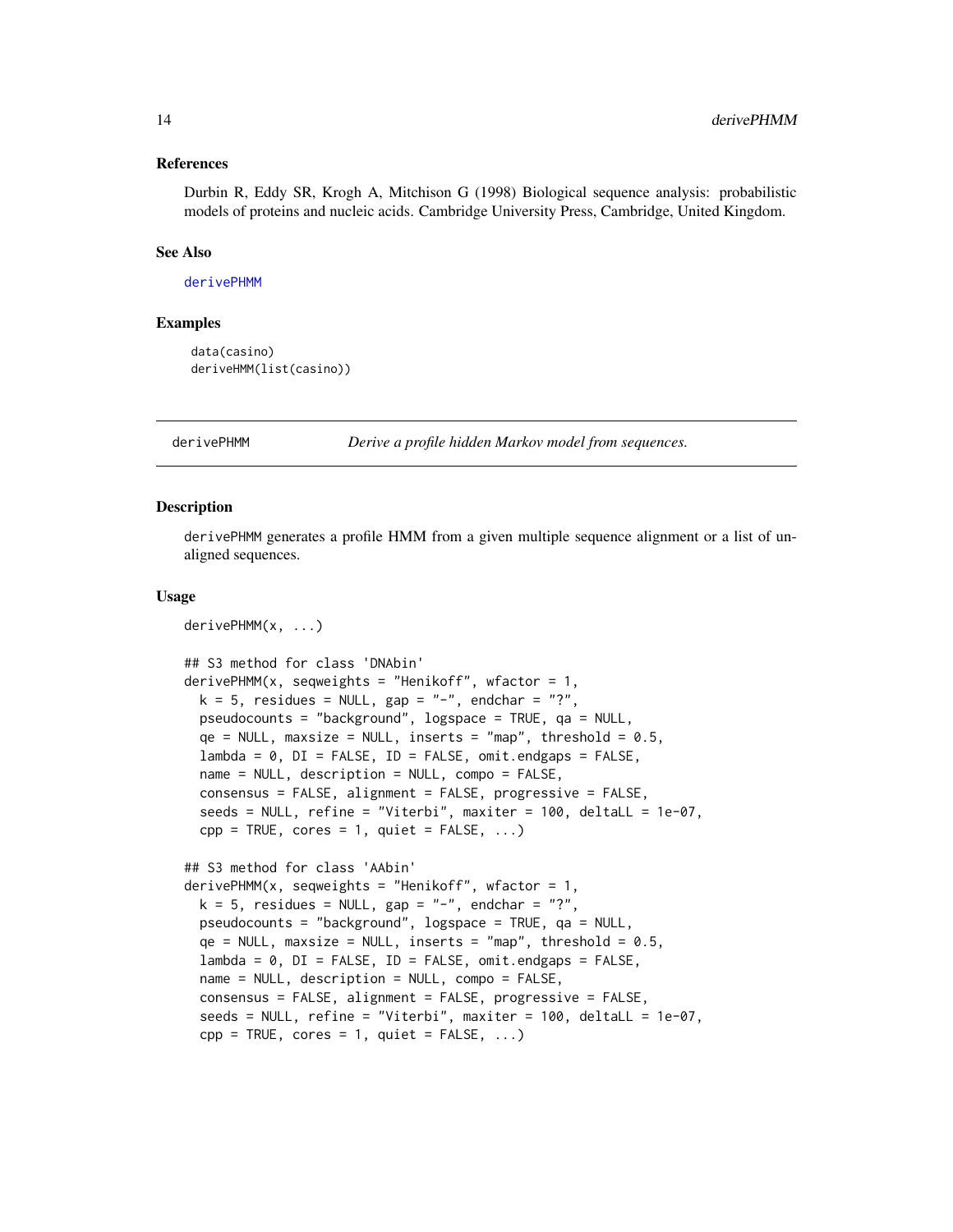### References

Durbin R, Eddy SR, Krogh A, Mitchison G (1998) Biological sequence analysis: probabilistic models of proteins and nucleic acids. Cambridge University Press, Cambridge, United Kingdom.

### See Also

derivePHMM

### Examples

```
data(casino)
deriveHMM(list(casino))
```

## derivePHMM — *Derive a profile hidden Markov model from sequences.*

### Description

derivePHMM generates a profile HMM from a given multiple sequence alignment or a list of unaligned sequences.

### Usage

```
derivePHMM(x, ...)

## S3 method for class 'DNAbin'
derivePHMM(x, seqweights = "Henikoff", wfactor = 1,
  k = 5, residues = NULL, gap = "-", endchar = "?",
  pseudocounts = "background", logspace = TRUE, qa = NULL,
  qe = NULL, maxsize = NULL, inserts = "map", threshold = 0.5,
  lambda = 0, DI = FALSE, ID = FALSE, omit.endgaps = FALSE,
  name = NULL, description = NULL, compo = FALSE,
  consensus = FALSE, alignment = FALSE, progressive = FALSE,
  seeds = NULL, refine = "Viterbi", maxiter = 100, deltaLL = 1e-07,
  cpp = TRUE, cores = 1, quiet = FALSE, ...)

## S3 method for class 'AAbin'
derivePHMM(x, seqweights = "Henikoff", wfactor = 1,
  k = 5, residues = NULL, gap = "-", endchar = "?",
  pseudocounts = "background", logspace = TRUE, qa = NULL,
  qe = NULL, maxsize = NULL, inserts = "map", threshold = 0.5,
  lambda = 0, DI = FALSE, ID = FALSE, omit.endgaps = FALSE,
  name = NULL, description = NULL, compo = FALSE,
  consensus = FALSE, alignment = FALSE, progressive = FALSE,
  seeds = NULL, refine = "Viterbi", maxiter = 100, deltaLL = 1e-07,
  cpp = TRUE, cores = 1, quiet = FALSE, ...)
```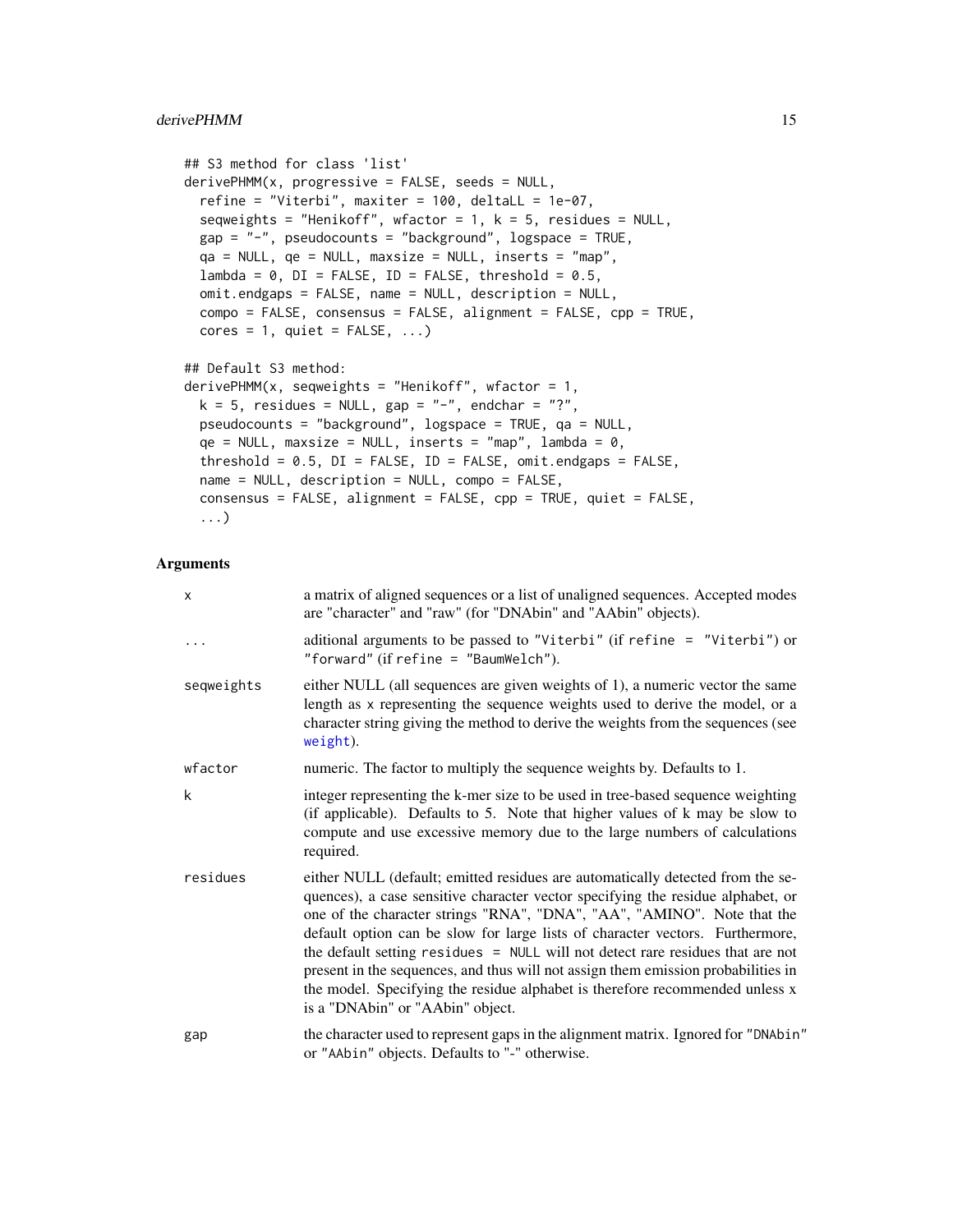```
## S3 method for class 'list'
derivePHMM(x, progressive = FALSE, seeds = NULL,
  refine = "Viterbi", maxiter = 100, deltaLL = 1e-07,
  seqweights = "Henikoff", wfactor = 1, k = 5, residues = NULL,
  gap = "-", pseudocounts = "background", logspace = TRUE,
  qa = NULL, qe = NULL, maxsize = NULL, inserts = "map",
  lambda = 0, DI = FALSE, ID = FALSE, threshold = 0.5,
  omit.endgaps = FALSE, name = NULL, description = NULL,
  compo = FALSE, consensus = FALSE, alignment = FALSE, cpp = TRUE,
  cores = 1, quiet = FALSE, ...)

## Default S3 method:
derivePHMM(x, seqweights = "Henikoff", wfactor = 1,
  k = 5, residues = NULL, gap = "-", endchar = "?",
  pseudocounts = "background", logspace = TRUE, qa = NULL,
  qe = NULL, maxsize = NULL, inserts = "map", lambda = 0,
  threshold = 0.5, DI = FALSE, ID = FALSE, omit.endgaps = FALSE,
  name = NULL, description = NULL, compo = FALSE,
  consensus = FALSE, alignment = FALSE, cpp = TRUE, quiet = FALSE,
  ...)
```

## Arguments

| | |
|---|---|
| `x` | a matrix of aligned sequences or a list of unaligned sequences. Accepted modes are "character" and "raw" (for "DNAbin" and "AAbin" objects). |
| `...` | aditional arguments to be passed to `"Viterbi"` (if `refine = "Viterbi"`) or `"forward"` (if `refine = "BaumWelch"`). |
| `seqweights` | either NULL (all sequences are given weights of 1), a numeric vector the same length as `x` representing the sequence weights used to derive the model, or a character string giving the method to derive the weights from the sequences (see `weight`). |
| `wfactor` | numeric. The factor to multiply the sequence weights by. Defaults to 1. |
| `k` | integer representing the k-mer size to be used in tree-based sequence weighting (if applicable). Defaults to 5. Note that higher values of k may be slow to compute and use excessive memory due to the large numbers of calculations required. |
| `residues` | either NULL (default; emitted residues are automatically detected from the sequences), a case sensitive character vector specifying the residue alphabet, or one of the character strings "RNA", "DNA", "AA", "AMINO". Note that the default option can be slow for large lists of character vectors. Furthermore, the default setting `residues = NULL` will not detect rare residues that are not present in the sequences, and thus will not assign them emission probabilities in the model. Specifying the residue alphabet is therefore recommended unless x is a "DNAbin" or "AAbin" object. |
| `gap` | the character used to represent gaps in the alignment matrix. Ignored for `"DNAbin"` or `"AAbin"` objects. Defaults to "-" otherwise. |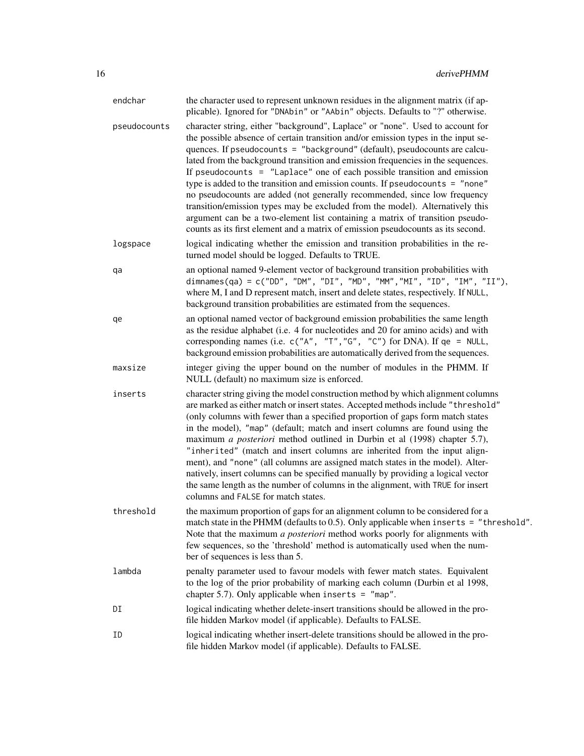| | |
|---|---|
| `endchar` | the character used to represent unknown residues in the alignment matrix (if applicable). Ignored for `"DNAbin"` or `"AAbin"` objects. Defaults to "?" otherwise. |
| `pseudocounts` | character string, either "background", Laplace" or "none". Used to account for the possible absence of certain transition and/or emission types in the input sequences. If `pseudocounts = "background"` (default), pseudocounts are calculated from the background transition and emission frequencies in the sequences. If `pseudocounts = "Laplace"` one of each possible transition and emission type is added to the transition and emission counts. If `pseudocounts = "none"` no pseudocounts are added (not generally recommended, since low frequency transition/emission types may be excluded from the model). Alternatively this argument can be a two-element list containing a matrix of transition pseudocounts as its first element and a matrix of emission pseudocounts as its second. |
| `logspace` | logical indicating whether the emission and transition probabilities in the returned model should be logged. Defaults to TRUE. |
| `qa` | an optional named 9-element vector of background transition probabilities with `dimnames(qa) = c("DD", "DM", "DI", "MD", "MM","MI", "ID", "IM", "II")`, where M, I and D represent match, insert and delete states, respectively. If `NULL`, background transition probabilities are estimated from the sequences. |
| `qe` | an optional named vector of background emission probabilities the same length as the residue alphabet (i.e. 4 for nucleotides and 20 for amino acids) and with corresponding names (i.e. `c("A", "T","G", "C")` for DNA). If `qe = NULL`, background emission probabilities are automatically derived from the sequences. |
| `maxsize` | integer giving the upper bound on the number of modules in the PHMM. If NULL (default) no maximum size is enforced. |
| `inserts` | character string giving the model construction method by which alignment columns are marked as either match or insert states. Accepted methods include `"threshold"` (only columns with fewer than a specified proportion of gaps form match states in the model), `"map"` (default; match and insert columns are found using the maximum *a posteriori* method outlined in Durbin et al (1998) chapter 5.7), `"inherited"` (match and insert columns are inherited from the input alignment), and `"none"` (all columns are assigned match states in the model). Alternatively, insert columns can be specified manually by providing a logical vector the same length as the number of columns in the alignment, with `TRUE` for insert columns and `FALSE` for match states. |
| `threshold` | the maximum proportion of gaps for an alignment column to be considered for a match state in the PHMM (defaults to 0.5). Only applicable when `inserts = "threshold"`. Note that the maximum *a posteriori* method works poorly for alignments with few sequences, so the 'threshold' method is automatically used when the number of sequences is less than 5. |
| `lambda` | penalty parameter used to favour models with fewer match states. Equivalent to the log of the prior probability of marking each column (Durbin et al 1998, chapter 5.7). Only applicable when `inserts = "map"`. |
| `DI` | logical indicating whether delete-insert transitions should be allowed in the profile hidden Markov model (if applicable). Defaults to FALSE. |
| `ID` | logical indicating whether insert-delete transitions should be allowed in the profile hidden Markov model (if applicable). Defaults to FALSE. |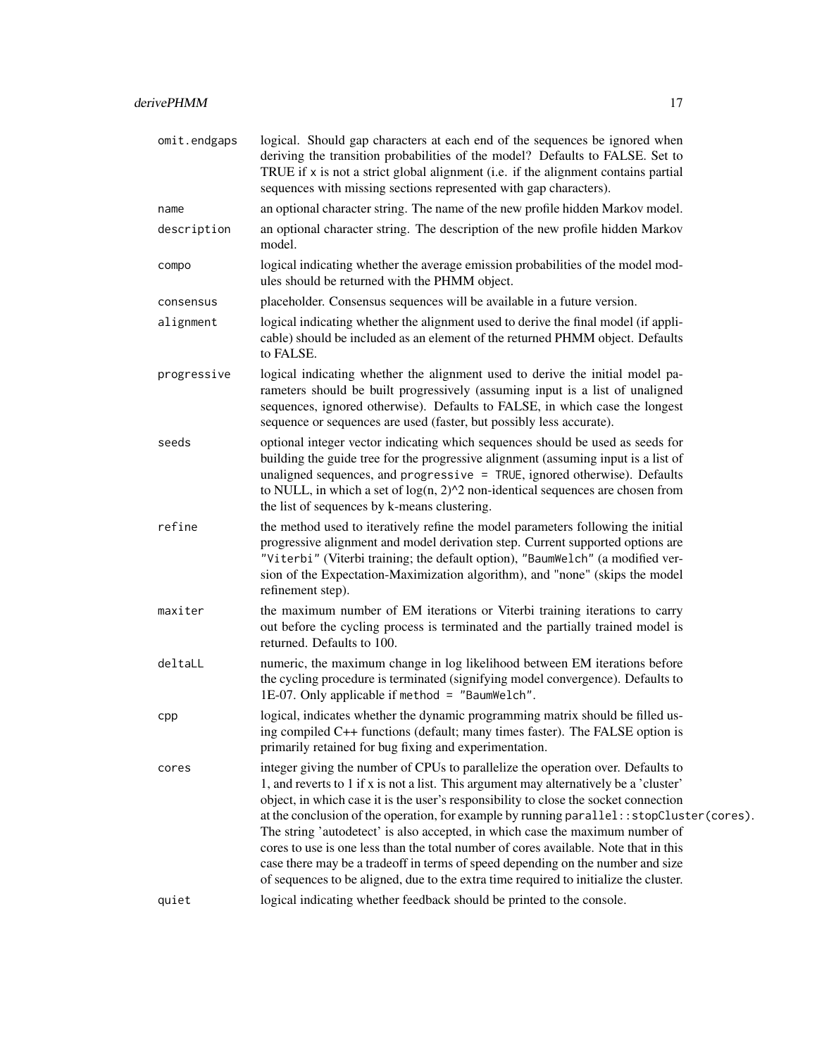| | |
|---|---|
| `omit.endgaps` | logical. Should gap characters at each end of the sequences be ignored when deriving the transition probabilities of the model? Defaults to FALSE. Set to TRUE if `x` is not a strict global alignment (i.e. if the alignment contains partial sequences with missing sections represented with gap characters). |
| `name` | an optional character string. The name of the new profile hidden Markov model. |
| `description` | an optional character string. The description of the new profile hidden Markov model. |
| `compo` | logical indicating whether the average emission probabilities of the model modules should be returned with the PHMM object. |
| `consensus` | placeholder. Consensus sequences will be available in a future version. |
| `alignment` | logical indicating whether the alignment used to derive the final model (if applicable) should be included as an element of the returned PHMM object. Defaults to FALSE. |
| `progressive` | logical indicating whether the alignment used to derive the initial model parameters should be built progressively (assuming input is a list of unaligned sequences, ignored otherwise). Defaults to FALSE, in which case the longest sequence or sequences are used (faster, but possibly less accurate). |
| `seeds` | optional integer vector indicating which sequences should be used as seeds for building the guide tree for the progressive alignment (assuming input is a list of unaligned sequences, and `progressive = TRUE`, ignored otherwise). Defaults to NULL, in which a set of log(n, 2)^2 non-identical sequences are chosen from the list of sequences by k-means clustering. |
| `refine` | the method used to iteratively refine the model parameters following the initial progressive alignment and model derivation step. Current supported options are `"Viterbi"` (Viterbi training; the default option), `"BaumWelch"` (a modified version of the Expectation-Maximization algorithm), and "none" (skips the model refinement step). |
| `maxiter` | the maximum number of EM iterations or Viterbi training iterations to carry out before the cycling process is terminated and the partially trained model is returned. Defaults to 100. |
| `deltaLL` | numeric, the maximum change in log likelihood between EM iterations before the cycling procedure is terminated (signifying model convergence). Defaults to 1E-07. Only applicable if `method = "BaumWelch"`. |
| `cpp` | logical, indicates whether the dynamic programming matrix should be filled using compiled C++ functions (default; many times faster). The FALSE option is primarily retained for bug fixing and experimentation. |
| `cores` | integer giving the number of CPUs to parallelize the operation over. Defaults to 1, and reverts to 1 if x is not a list. This argument may alternatively be a 'cluster' object, in which case it is the user's responsibility to close the socket connection at the conclusion of the operation, for example by running `parallel::stopCluster(cores)`. The string 'autodetect' is also accepted, in which case the maximum number of cores to use is one less than the total number of cores available. Note that in this case there may be a tradeoff in terms of speed depending on the number and size of sequences to be aligned, due to the extra time required to initialize the cluster. |
| `quiet` | logical indicating whether feedback should be printed to the console. |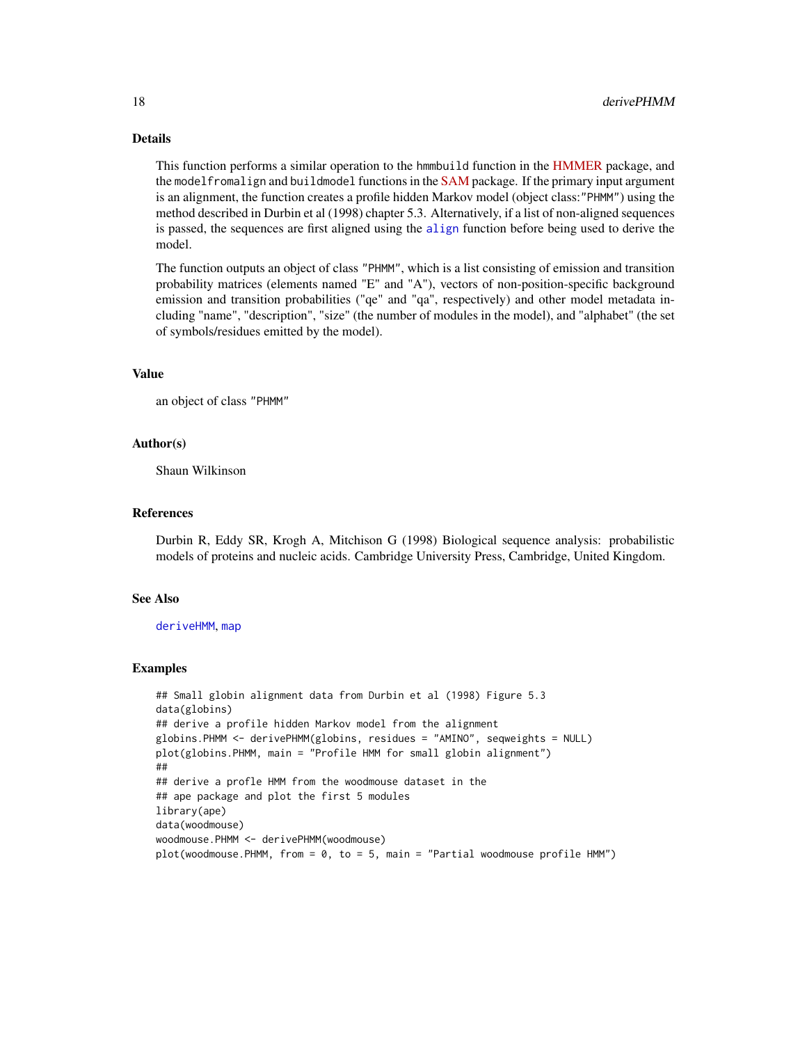## Details

This function performs a similar operation to the `hmmbuild` function in the HMMER package, and the `modelfromalign` and `buildmodel` functions in the SAM package. If the primary input argument is an alignment, the function creates a profile hidden Markov model (object class:"PHMM") using the method described in Durbin et al (1998) chapter 5.3. Alternatively, if a list of non-aligned sequences is passed, the sequences are first aligned using the `align` function before being used to derive the model.

The function outputs an object of class "PHMM", which is a list consisting of emission and transition probability matrices (elements named "E" and "A"), vectors of non-position-specific background emission and transition probabilities ("qe" and "qa", respectively) and other model metadata including "name", "description", "size" (the number of modules in the model), and "alphabet" (the set of symbols/residues emitted by the model).

## Value

an object of class "PHMM"

## Author(s)

Shaun Wilkinson

## References

Durbin R, Eddy SR, Krogh A, Mitchison G (1998) Biological sequence analysis: probabilistic models of proteins and nucleic acids. Cambridge University Press, Cambridge, United Kingdom.

## See Also

`deriveHMM`, `map`

## Examples

```
## Small globin alignment data from Durbin et al (1998) Figure 5.3
data(globins)
## derive a profile hidden Markov model from the alignment
globins.PHMM <- derivePHMM(globins, residues = "AMINO", seqweights = NULL)
plot(globins.PHMM, main = "Profile HMM for small globin alignment")
##
## derive a profle HMM from the woodmouse dataset in the
## ape package and plot the first 5 modules
library(ape)
data(woodmouse)
woodmouse.PHMM <- derivePHMM(woodmouse)
plot(woodmouse.PHMM, from = 0, to = 5, main = "Partial woodmouse profile HMM")
```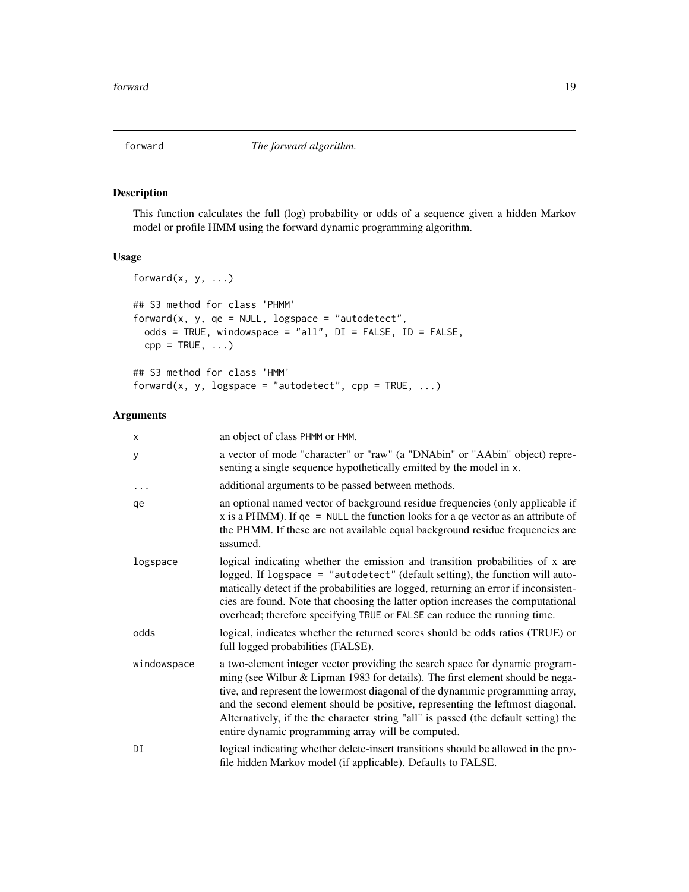# forward — *The forward algorithm.*

## Description

This function calculates the full (log) probability or odds of a sequence given a hidden Markov model or profile HMM using the forward dynamic programming algorithm.

## Usage

```
forward(x, y, ...)

## S3 method for class 'PHMM'
forward(x, y, qe = NULL, logspace = "autodetect",
  odds = TRUE, windowspace = "all", DI = FALSE, ID = FALSE,
  cpp = TRUE, ...)

## S3 method for class 'HMM'
forward(x, y, logspace = "autodetect", cpp = TRUE, ...)
```

## Arguments

| | |
|---|---|
| `x` | an object of class `PHMM` or `HMM`. |
| `y` | a vector of mode "character" or "raw" (a "DNAbin" or "AAbin" object) representing a single sequence hypothetically emitted by the model in `x`. |
| `...` | additional arguments to be passed between methods. |
| `qe` | an optional named vector of background residue frequencies (only applicable if x is a PHMM). If `qe = NULL` the function looks for a qe vector as an attribute of the PHMM. If these are not available equal background residue frequencies are assumed. |
| `logspace` | logical indicating whether the emission and transition probabilities of x are logged. If `logspace = "autodetect"` (default setting), the function will automatically detect if the probabilities are logged, returning an error if inconsistencies are found. Note that choosing the latter option increases the computational overhead; therefore specifying `TRUE` or `FALSE` can reduce the running time. |
| `odds` | logical, indicates whether the returned scores should be odds ratios (TRUE) or full logged probabilities (FALSE). |
| `windowspace` | a two-element integer vector providing the search space for dynamic programming (see Wilbur & Lipman 1983 for details). The first element should be negative, and represent the lowermost diagonal of the dynammic programming array, and the second element should be positive, representing the leftmost diagonal. Alternatively, if the the character string "all" is passed (the default setting) the entire dynamic programming array will be computed. |
| `DI` | logical indicating whether delete-insert transitions should be allowed in the profile hidden Markov model (if applicable). Defaults to FALSE. |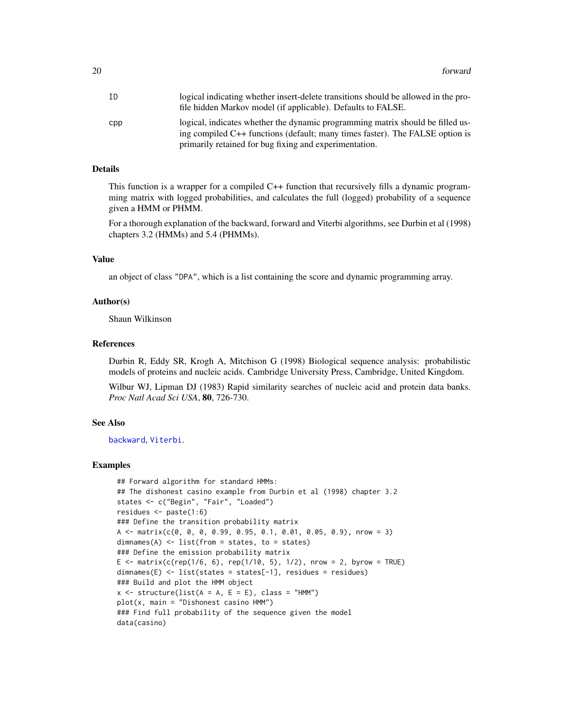| | |
|---|---|
| ID | logical indicating whether insert-delete transitions should be allowed in the profile hidden Markov model (if applicable). Defaults to FALSE. |
| cpp | logical, indicates whether the dynamic programming matrix should be filled using compiled C++ functions (default; many times faster). The FALSE option is primarily retained for bug fixing and experimentation. |

## Details

This function is a wrapper for a compiled C++ function that recursively fills a dynamic programming matrix with logged probabilities, and calculates the full (logged) probability of a sequence given a HMM or PHMM.

For a thorough explanation of the backward, forward and Viterbi algorithms, see Durbin et al (1998) chapters 3.2 (HMMs) and 5.4 (PHMMs).

## Value

an object of class "DPA", which is a list containing the score and dynamic programming array.

## Author(s)

Shaun Wilkinson

## References

Durbin R, Eddy SR, Krogh A, Mitchison G (1998) Biological sequence analysis: probabilistic models of proteins and nucleic acids. Cambridge University Press, Cambridge, United Kingdom.

Wilbur WJ, Lipman DJ (1983) Rapid similarity searches of nucleic acid and protein data banks. *Proc Natl Acad Sci USA*, **80**, 726-730.

## See Also

backward, Viterbi.

## Examples

```
## Forward algorithm for standard HMMs:
## The dishonest casino example from Durbin et al (1998) chapter 3.2
states <- c("Begin", "Fair", "Loaded")
residues <- paste(1:6)
### Define the transition probability matrix
A <- matrix(c(0, 0, 0, 0.99, 0.95, 0.1, 0.01, 0.05, 0.9), nrow = 3)
dimnames(A) <- list(from = states, to = states)
### Define the emission probability matrix
E <- matrix(c(rep(1/6, 6), rep(1/10, 5), 1/2), nrow = 2, byrow = TRUE)
dimnames(E) <- list(states = states[-1], residues = residues)
### Build and plot the HMM object
x <- structure(list(A = A, E = E), class = "HMM")
plot(x, main = "Dishonest casino HMM")
### Find full probability of the sequence given the model
data(casino)
```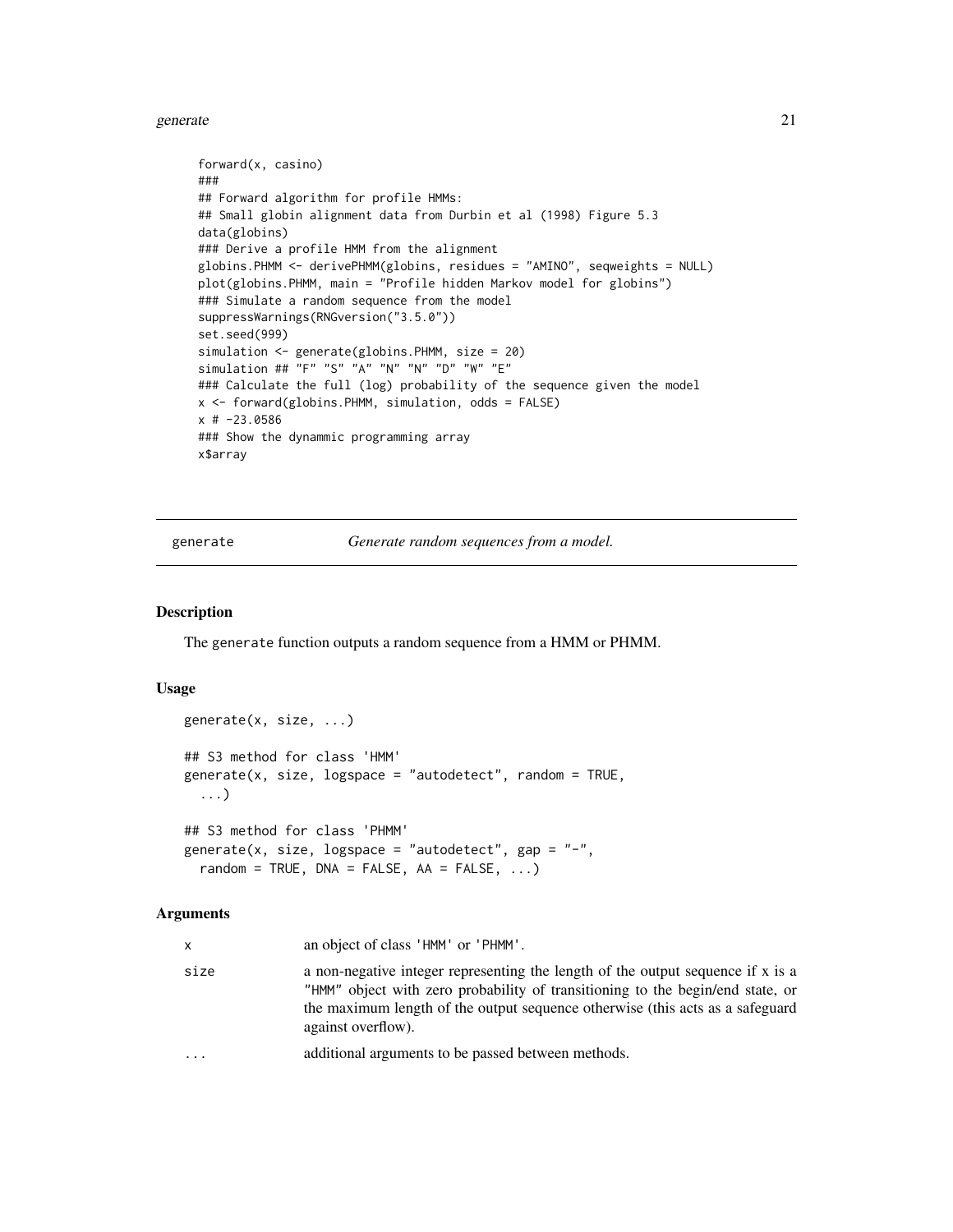```
forward(x, casino)
###
## Forward algorithm for profile HMMs:
## Small globin alignment data from Durbin et al (1998) Figure 5.3
data(globins)
### Derive a profile HMM from the alignment
globins.PHMM <- derivePHMM(globins, residues = "AMINO", seqweights = NULL)
plot(globins.PHMM, main = "Profile hidden Markov model for globins")
### Simulate a random sequence from the model
suppressWarnings(RNGversion("3.5.0"))
set.seed(999)
simulation <- generate(globins.PHMM, size = 20)
simulation ## "F" "S" "A" "N" "N" "D" "W" "E"
### Calculate the full (log) probability of the sequence given the model
x <- forward(globins.PHMM, simulation, odds = FALSE)
x # -23.0586
### Show the dynammic programming array
x$array
```

---

`generate` *Generate random sequences from a model.*

---

### Description

The `generate` function outputs a random sequence from a HMM or PHMM.

### Usage

```
generate(x, size, ...)

## S3 method for class 'HMM'
generate(x, size, logspace = "autodetect", random = TRUE,
  ...)

## S3 method for class 'PHMM'
generate(x, size, logspace = "autodetect", gap = "-",
  random = TRUE, DNA = FALSE, AA = FALSE, ...)
```

### Arguments

| | |
|---|---|
| `x` | an object of class `'HMM'` or `'PHMM'`. |
| `size` | a non-negative integer representing the length of the output sequence if x is a `"HMM"` object with zero probability of transitioning to the begin/end state, or the maximum length of the output sequence otherwise (this acts as a safeguard against overflow). |
| `...` | additional arguments to be passed between methods. |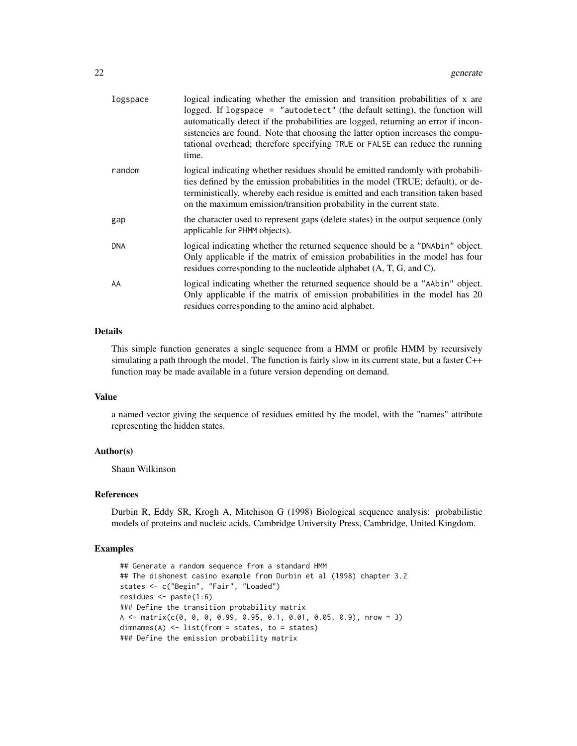| | |
|---|---|
| logspace | logical indicating whether the emission and transition probabilities of x are logged. If `logspace = "autodetect"` (the default setting), the function will automatically detect if the probabilities are logged, returning an error if inconsistencies are found. Note that choosing the latter option increases the computational overhead; therefore specifying `TRUE` or `FALSE` can reduce the running time. |
| random | logical indicating whether residues should be emitted randomly with probabilities defined by the emission probabilities in the model (TRUE; default), or deterministically, whereby each residue is emitted and each transition taken based on the maximum emission/transition probability in the current state. |
| gap | the character used to represent gaps (delete states) in the output sequence (only applicable for `PHMM` objects). |
| DNA | logical indicating whether the returned sequence should be a `"DNAbin"` object. Only applicable if the matrix of emission probabilities in the model has four residues corresponding to the nucleotide alphabet (A, T, G, and C). |
| AA | logical indicating whether the returned sequence should be a `"AAbin"` object. Only applicable if the matrix of emission probabilities in the model has 20 residues corresponding to the amino acid alphabet. |

## Details

This simple function generates a single sequence from a HMM or profile HMM by recursively simulating a path through the model. The function is fairly slow in its current state, but a faster C++ function may be made available in a future version depending on demand.

## Value

a named vector giving the sequence of residues emitted by the model, with the "names" attribute representing the hidden states.

## Author(s)

Shaun Wilkinson

## References

Durbin R, Eddy SR, Krogh A, Mitchison G (1998) Biological sequence analysis: probabilistic models of proteins and nucleic acids. Cambridge University Press, Cambridge, United Kingdom.

## Examples

```
## Generate a random sequence from a standard HMM
## The dishonest casino example from Durbin et al (1998) chapter 3.2
states <- c("Begin", "Fair", "Loaded")
residues <- paste(1:6)
### Define the transition probability matrix
A <- matrix(c(0, 0, 0, 0.99, 0.95, 0.1, 0.01, 0.05, 0.9), nrow = 3)
dimnames(A) <- list(from = states, to = states)
### Define the emission probability matrix
```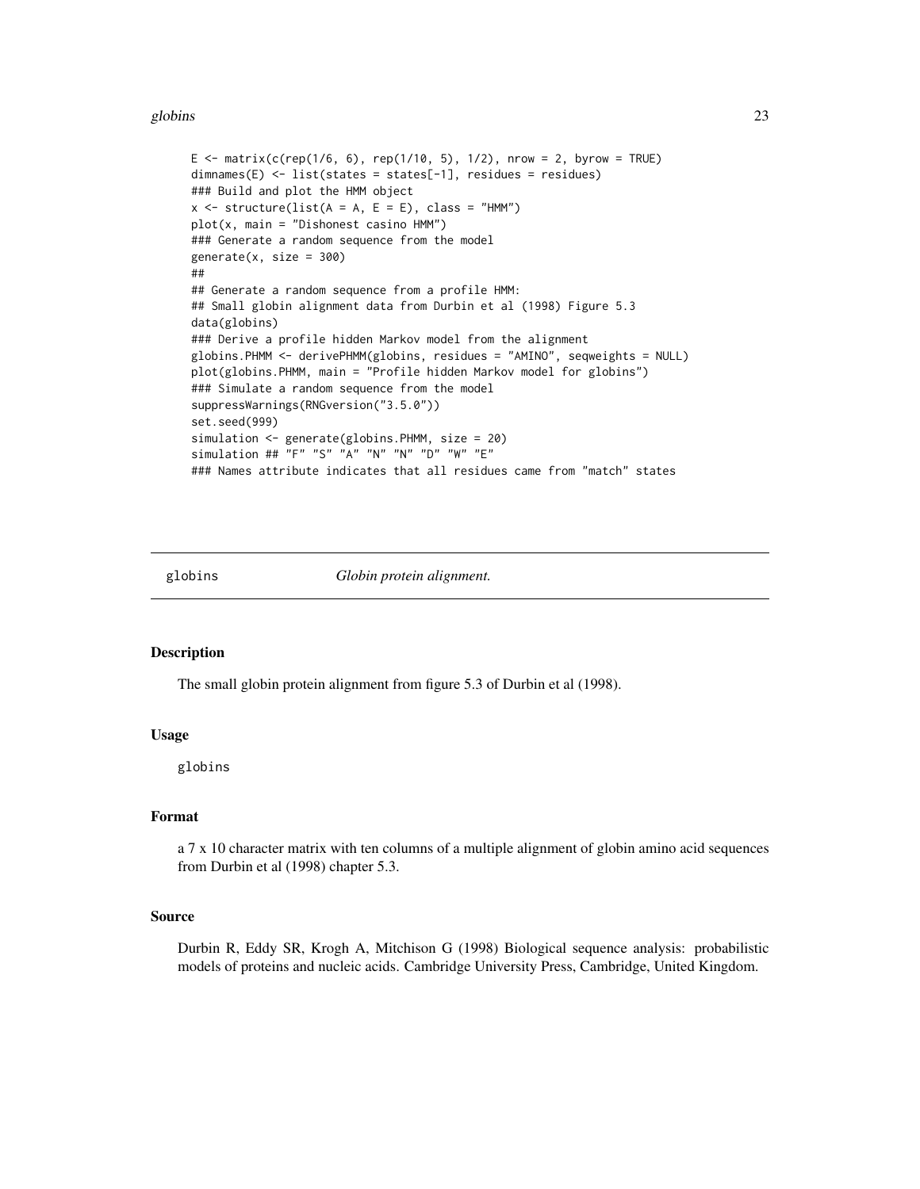```
E <- matrix(c(rep(1/6, 6), rep(1/10, 5), 1/2), nrow = 2, byrow = TRUE)
dimnames(E) <- list(states = states[-1], residues = residues)
### Build and plot the HMM object
x <- structure(list(A = A, E = E), class = "HMM")
plot(x, main = "Dishonest casino HMM")
### Generate a random sequence from the model
generate(x, size = 300)
##
## Generate a random sequence from a profile HMM:
## Small globin alignment data from Durbin et al (1998) Figure 5.3
data(globins)
### Derive a profile hidden Markov model from the alignment
globins.PHMM <- derivePHMM(globins, residues = "AMINO", seqweights = NULL)
plot(globins.PHMM, main = "Profile hidden Markov model for globins")
### Simulate a random sequence from the model
suppressWarnings(RNGversion("3.5.0"))
set.seed(999)
simulation <- generate(globins.PHMM, size = 20)
simulation ## "F" "S" "A" "N" "N" "D" "W" "E"
### Names attribute indicates that all residues came from "match" states
```

---

globins *Globin protein alignment.*

---

## Description

The small globin protein alignment from figure 5.3 of Durbin et al (1998).

## Usage

globins

## Format

a 7 x 10 character matrix with ten columns of a multiple alignment of globin amino acid sequences from Durbin et al (1998) chapter 5.3.

## Source

Durbin R, Eddy SR, Krogh A, Mitchison G (1998) Biological sequence analysis: probabilistic models of proteins and nucleic acids. Cambridge University Press, Cambridge, United Kingdom.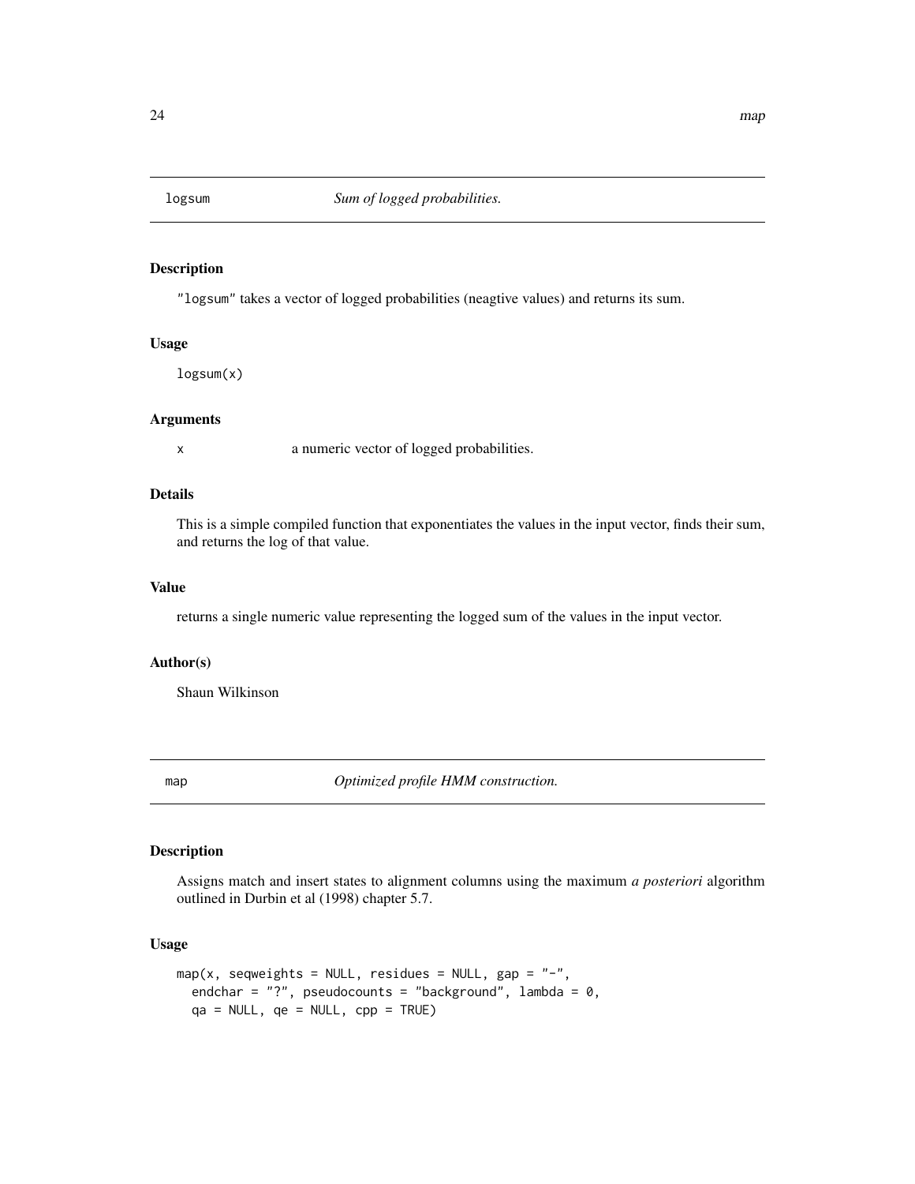## logsum    *Sum of logged probabilities.*

### Description

"logsum" takes a vector of logged probabilities (neagtive values) and returns its sum.

### Usage

```
logsum(x)
```

### Arguments

| | |
|---|---|
| x | a numeric vector of logged probabilities. |

### Details

This is a simple compiled function that exponentiates the values in the input vector, finds their sum, and returns the log of that value.

### Value

returns a single numeric value representing the logged sum of the values in the input vector.

### Author(s)

Shaun Wilkinson

## map    *Optimized profile HMM construction.*

### Description

Assigns match and insert states to alignment columns using the maximum *a posteriori* algorithm outlined in Durbin et al (1998) chapter 5.7.

### Usage

```
map(x, seqweights = NULL, residues = NULL, gap = "-",
  endchar = "?", pseudocounts = "background", lambda = 0,
  qa = NULL, qe = NULL, cpp = TRUE)
```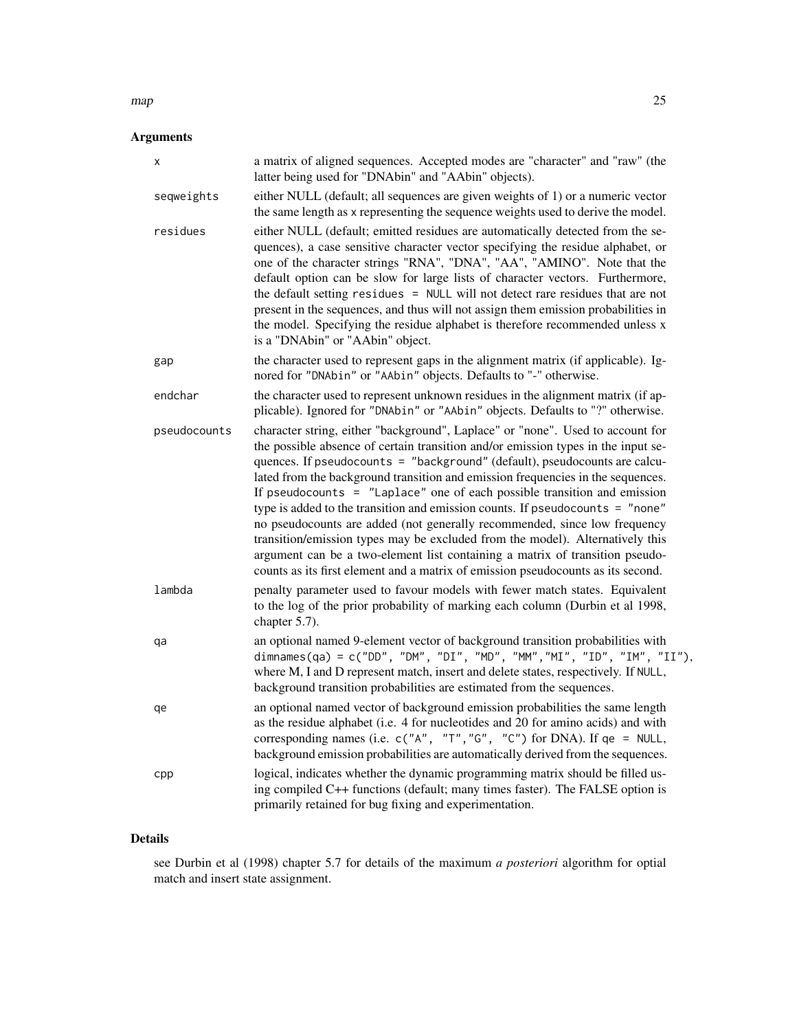## Arguments

| | |
|---|---|
| `x` | a matrix of aligned sequences. Accepted modes are "character" and "raw" (the latter being used for "DNAbin" and "AAbin" objects). |
| `seqweights` | either NULL (default; all sequences are given weights of 1) or a numeric vector the same length as `x` representing the sequence weights used to derive the model. |
| `residues` | either NULL (default; emitted residues are automatically detected from the sequences), a case sensitive character vector specifying the residue alphabet, or one of the character strings "RNA", "DNA", "AA", "AMINO". Note that the default option can be slow for large lists of character vectors. Furthermore, the default setting `residues = NULL` will not detect rare residues that are not present in the sequences, and thus will not assign them emission probabilities in the model. Specifying the residue alphabet is therefore recommended unless x is a "DNAbin" or "AAbin" object. |
| `gap` | the character used to represent gaps in the alignment matrix (if applicable). Ignored for `"DNAbin"` or `"AAbin"` objects. Defaults to "-" otherwise. |
| `endchar` | the character used to represent unknown residues in the alignment matrix (if applicable). Ignored for `"DNAbin"` or `"AAbin"` objects. Defaults to "?" otherwise. |
| `pseudocounts` | character string, either "background", Laplace" or "none". Used to account for the possible absence of certain transition and/or emission types in the input sequences. If `pseudocounts = "background"` (default), pseudocounts are calculated from the background transition and emission frequencies in the sequences. If `pseudocounts = "Laplace"` one of each possible transition and emission type is added to the transition and emission counts. If `pseudocounts = "none"` no pseudocounts are added (not generally recommended, since low frequency transition/emission types may be excluded from the model). Alternatively this argument can be a two-element list containing a matrix of transition pseudocounts as its first element and a matrix of emission pseudocounts as its second. |
| `lambda` | penalty parameter used to favour models with fewer match states. Equivalent to the log of the prior probability of marking each column (Durbin et al 1998, chapter 5.7). |
| `qa` | an optional named 9-element vector of background transition probabilities with `dimnames(qa) = c("DD", "DM", "DI", "MD", "MM","MI", "ID", "IM", "II")`, where M, I and D represent match, insert and delete states, respectively. If `NULL`, background transition probabilities are estimated from the sequences. |
| `qe` | an optional named vector of background emission probabilities the same length as the residue alphabet (i.e. 4 for nucleotides and 20 for amino acids) and with corresponding names (i.e. `c("A", "T","G", "C")` for DNA). If `qe = NULL`, background emission probabilities are automatically derived from the sequences. |
| `cpp` | logical, indicates whether the dynamic programming matrix should be filled using compiled C++ functions (default; many times faster). The FALSE option is primarily retained for bug fixing and experimentation. |

## Details

see Durbin et al (1998) chapter 5.7 for details of the maximum *a posteriori* algorithm for optial match and insert state assignment.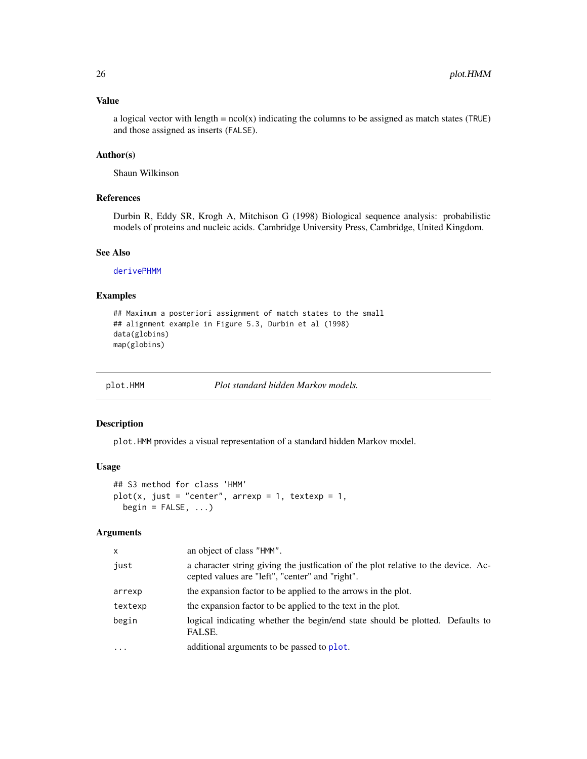### Value

a logical vector with length = ncol(x) indicating the columns to be assigned as match states (TRUE) and those assigned as inserts (FALSE).

### Author(s)

Shaun Wilkinson

### References

Durbin R, Eddy SR, Krogh A, Mitchison G (1998) Biological sequence analysis: probabilistic models of proteins and nucleic acids. Cambridge University Press, Cambridge, United Kingdom.

### See Also

derivePHMM

### Examples

```
## Maximum a posteriori assignment of match states to the small
## alignment example in Figure 5.3, Durbin et al (1998)
data(globins)
map(globins)
```

---

## plot.HMM — *Plot standard hidden Markov models.*

---

### Description

plot.HMM provides a visual representation of a standard hidden Markov model.

### Usage

```
## S3 method for class 'HMM'
plot(x, just = "center", arrexp = 1, textexp = 1,
  begin = FALSE, ...)
```

### Arguments

| | |
|---|---|
| x | an object of class "HMM". |
| just | a character string giving the justfication of the plot relative to the device. Accepted values are "left", "center" and "right". |
| arrexp | the expansion factor to be applied to the arrows in the plot. |
| textexp | the expansion factor to be applied to the text in the plot. |
| begin | logical indicating whether the begin/end state should be plotted. Defaults to FALSE. |
| ... | additional arguments to be passed to plot. |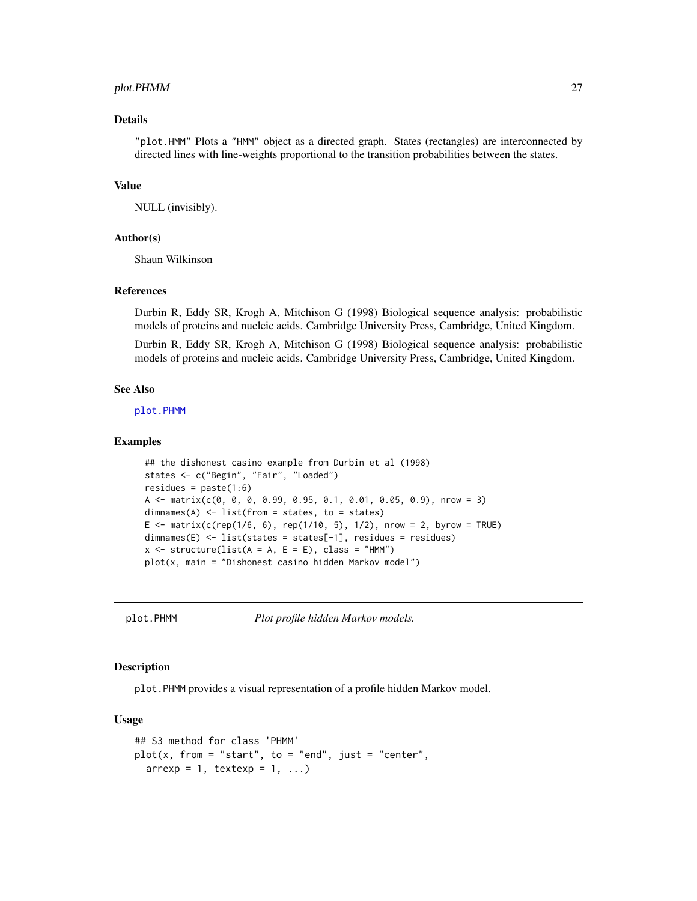## Details

"plot.HMM" Plots a "HMM" object as a directed graph. States (rectangles) are interconnected by directed lines with line-weights proportional to the transition probabilities between the states.

## Value

NULL (invisibly).

## Author(s)

Shaun Wilkinson

## References

Durbin R, Eddy SR, Krogh A, Mitchison G (1998) Biological sequence analysis: probabilistic models of proteins and nucleic acids. Cambridge University Press, Cambridge, United Kingdom.

Durbin R, Eddy SR, Krogh A, Mitchison G (1998) Biological sequence analysis: probabilistic models of proteins and nucleic acids. Cambridge University Press, Cambridge, United Kingdom.

## See Also

plot.PHMM

## Examples

```
## the dishonest casino example from Durbin et al (1998)
states <- c("Begin", "Fair", "Loaded")
residues = paste(1:6)
A <- matrix(c(0, 0, 0, 0.99, 0.95, 0.1, 0.01, 0.05, 0.9), nrow = 3)
dimnames(A) <- list(from = states, to = states)
E <- matrix(c(rep(1/6, 6), rep(1/10, 5), 1/2), nrow = 2, byrow = TRUE)
dimnames(E) <- list(states = states[-1], residues = residues)
x <- structure(list(A = A, E = E), class = "HMM")
plot(x, main = "Dishonest casino hidden Markov model")
```

---

# plot.PHMM — *Plot profile hidden Markov models.*

## Description

plot.PHMM provides a visual representation of a profile hidden Markov model.

## Usage

```
## S3 method for class 'PHMM'
plot(x, from = "start", to = "end", just = "center",
  arrexp = 1, textexp = 1, ...)
```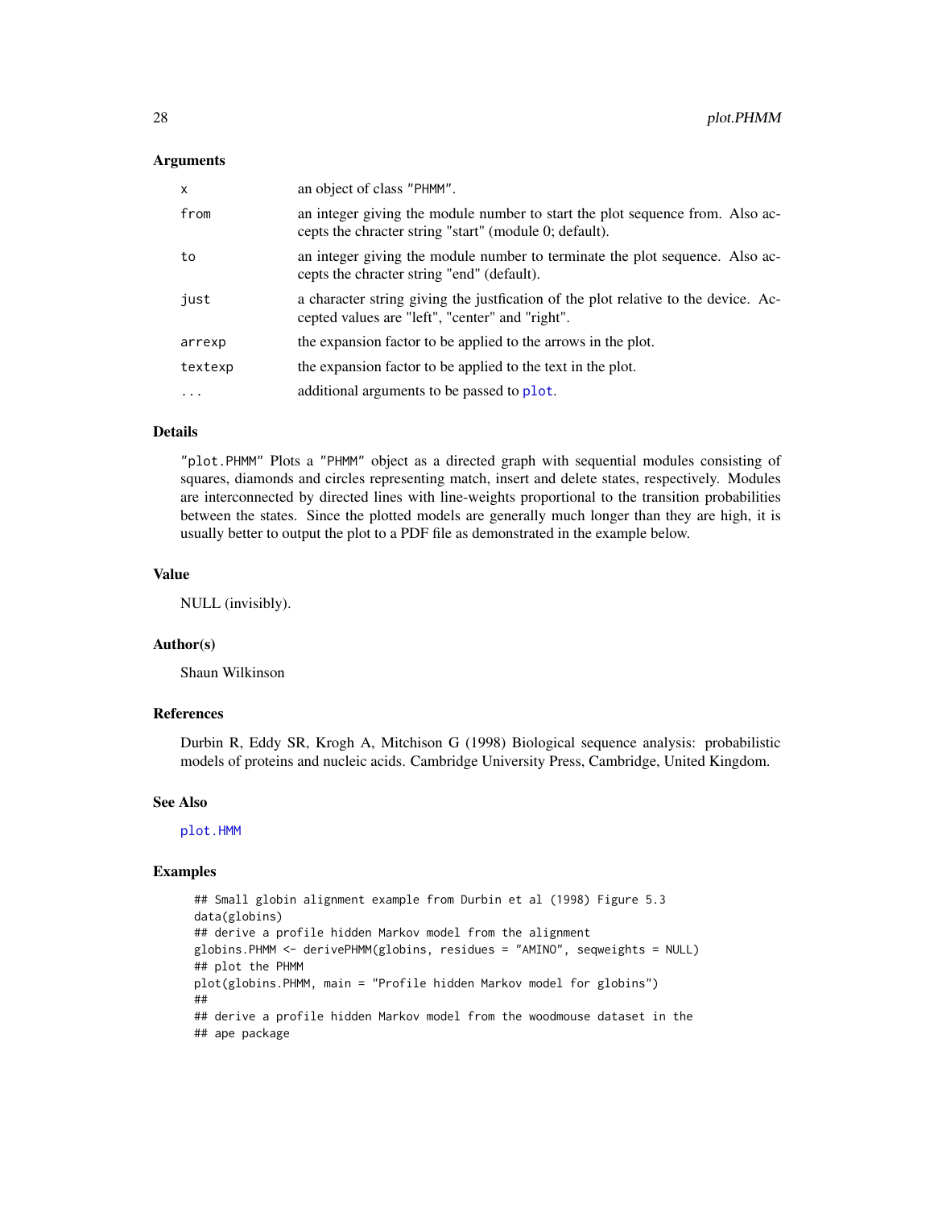### Arguments

| | |
|---|---|
| `x` | an object of class "PHMM". |
| `from` | an integer giving the module number to start the plot sequence from. Also accepts the chracter string "start" (module 0; default). |
| `to` | an integer giving the module number to terminate the plot sequence. Also accepts the chracter string "end" (default). |
| `just` | a character string giving the justfication of the plot relative to the device. Accepted values are "left", "center" and "right". |
| `arrexp` | the expansion factor to be applied to the arrows in the plot. |
| `textexp` | the expansion factor to be applied to the text in the plot. |
| `...` | additional arguments to be passed to `plot`. |

### Details

"plot.PHMM" Plots a "PHMM" object as a directed graph with sequential modules consisting of squares, diamonds and circles representing match, insert and delete states, respectively. Modules are interconnected by directed lines with line-weights proportional to the transition probabilities between the states. Since the plotted models are generally much longer than they are high, it is usually better to output the plot to a PDF file as demonstrated in the example below.

### Value

NULL (invisibly).

### Author(s)

Shaun Wilkinson

### References

Durbin R, Eddy SR, Krogh A, Mitchison G (1998) Biological sequence analysis: probabilistic models of proteins and nucleic acids. Cambridge University Press, Cambridge, United Kingdom.

### See Also

`plot.HMM`

### Examples

```
## Small globin alignment example from Durbin et al (1998) Figure 5.3
data(globins)
## derive a profile hidden Markov model from the alignment
globins.PHMM <- derivePHMM(globins, residues = "AMINO", seqweights = NULL)
## plot the PHMM
plot(globins.PHMM, main = "Profile hidden Markov model for globins")
##
## derive a profile hidden Markov model from the woodmouse dataset in the
## ape package
```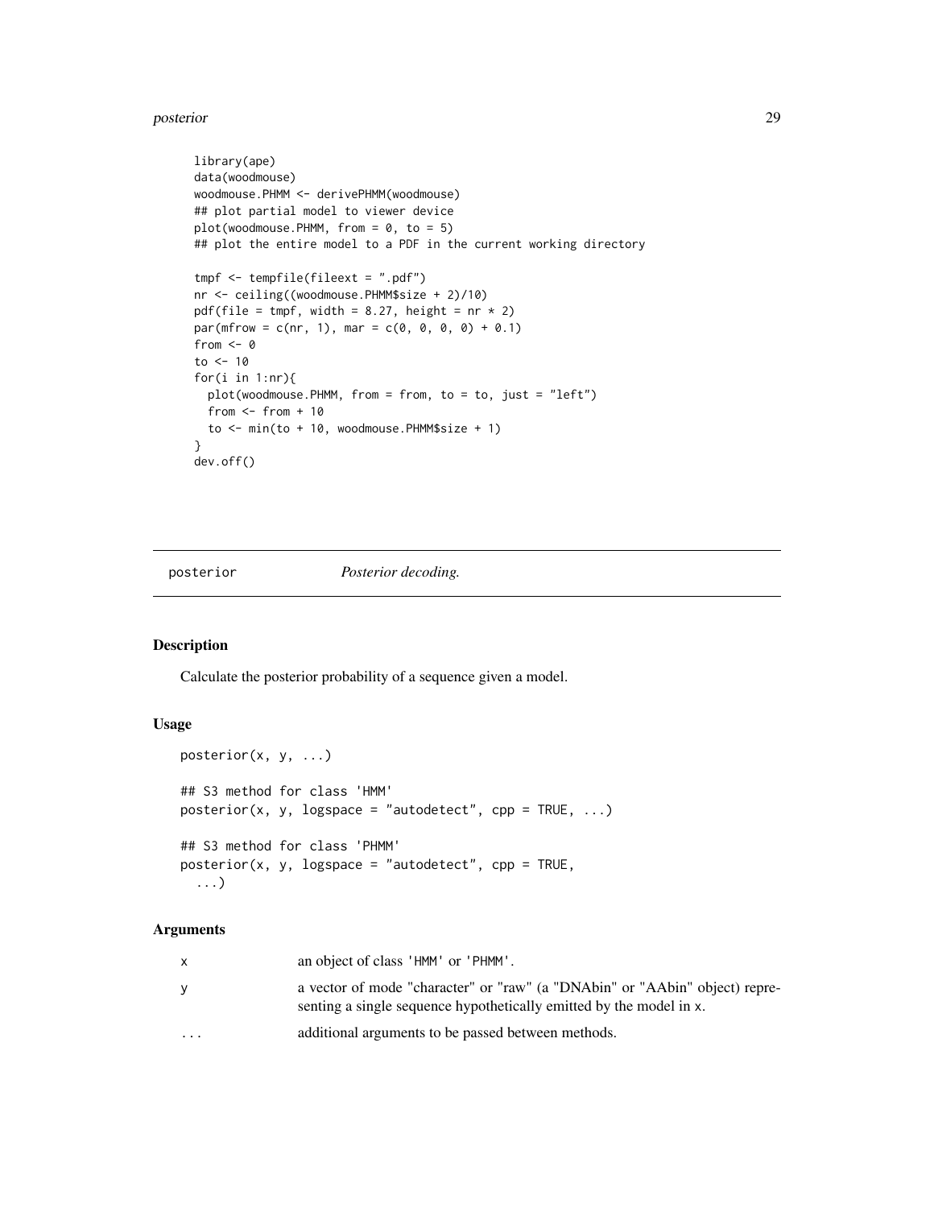```
library(ape)
data(woodmouse)
woodmouse.PHMM <- derivePHMM(woodmouse)
## plot partial model to viewer device
plot(woodmouse.PHMM, from = 0, to = 5)
## plot the entire model to a PDF in the current working directory

tmpf <- tempfile(fileext = ".pdf")
nr <- ceiling((woodmouse.PHMM$size + 2)/10)
pdf(file = tmpf, width = 8.27, height = nr * 2)
par(mfrow = c(nr, 1), mar = c(0, 0, 0, 0) + 0.1)
from <- 0
to <- 10
for(i in 1:nr){
  plot(woodmouse.PHMM, from = from, to = to, just = "left")
  from <- from + 10
  to <- min(to + 10, woodmouse.PHMM$size + 1)
}
dev.off()
```

---

## posterior — *Posterior decoding.*

### Description

Calculate the posterior probability of a sequence given a model.

### Usage

```
posterior(x, y, ...)

## S3 method for class 'HMM'
posterior(x, y, logspace = "autodetect", cpp = TRUE, ...)

## S3 method for class 'PHMM'
posterior(x, y, logspace = "autodetect", cpp = TRUE,
  ...)
```

### Arguments

| | |
|---|---|
| x | an object of class 'HMM' or 'PHMM'. |
| y | a vector of mode "character" or "raw" (a "DNAbin" or "AAbin" object) representing a single sequence hypothetically emitted by the model in x. |
| ... | additional arguments to be passed between methods. |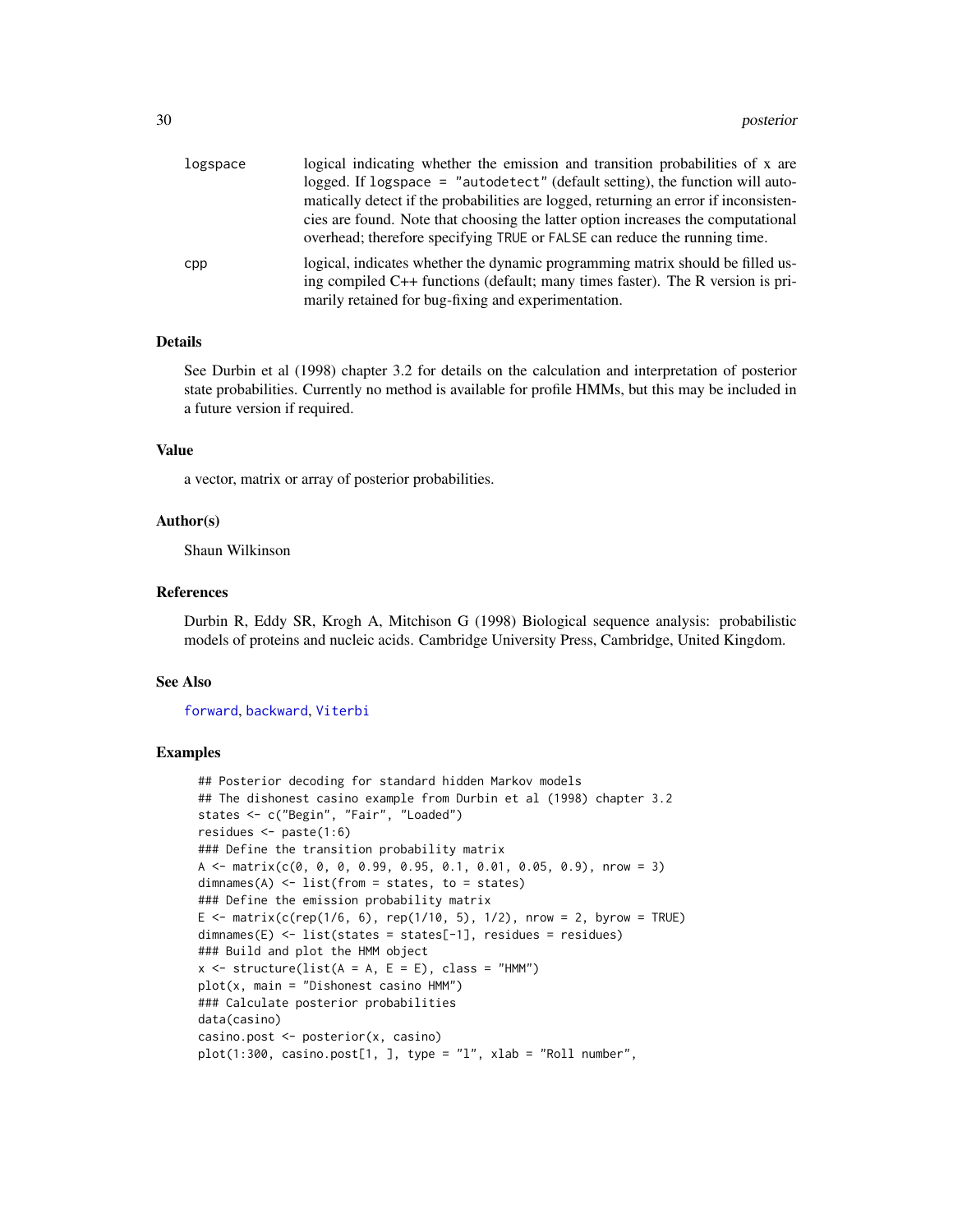| | |
|---|---|
| logspace | logical indicating whether the emission and transition probabilities of x are logged. If `logspace = "autodetect"` (default setting), the function will automatically detect if the probabilities are logged, returning an error if inconsistencies are found. Note that choosing the latter option increases the computational overhead; therefore specifying `TRUE` or `FALSE` can reduce the running time. |
| cpp | logical, indicates whether the dynamic programming matrix should be filled using compiled C++ functions (default; many times faster). The R version is primarily retained for bug-fixing and experimentation. |

## Details

See Durbin et al (1998) chapter 3.2 for details on the calculation and interpretation of posterior state probabilities. Currently no method is available for profile HMMs, but this may be included in a future version if required.

## Value

a vector, matrix or array of posterior probabilities.

## Author(s)

Shaun Wilkinson

## References

Durbin R, Eddy SR, Krogh A, Mitchison G (1998) Biological sequence analysis: probabilistic models of proteins and nucleic acids. Cambridge University Press, Cambridge, United Kingdom.

## See Also

forward, backward, Viterbi

## Examples

```
## Posterior decoding for standard hidden Markov models
## The dishonest casino example from Durbin et al (1998) chapter 3.2
states <- c("Begin", "Fair", "Loaded")
residues <- paste(1:6)
### Define the transition probability matrix
A <- matrix(c(0, 0, 0, 0.99, 0.95, 0.1, 0.01, 0.05, 0.9), nrow = 3)
dimnames(A) <- list(from = states, to = states)
### Define the emission probability matrix
E <- matrix(c(rep(1/6, 6), rep(1/10, 5), 1/2), nrow = 2, byrow = TRUE)
dimnames(E) <- list(states = states[-1], residues = residues)
### Build and plot the HMM object
x <- structure(list(A = A, E = E), class = "HMM")
plot(x, main = "Dishonest casino HMM")
### Calculate posterior probabilities
data(casino)
casino.post <- posterior(x, casino)
plot(1:300, casino.post[1, ], type = "l", xlab = "Roll number",
```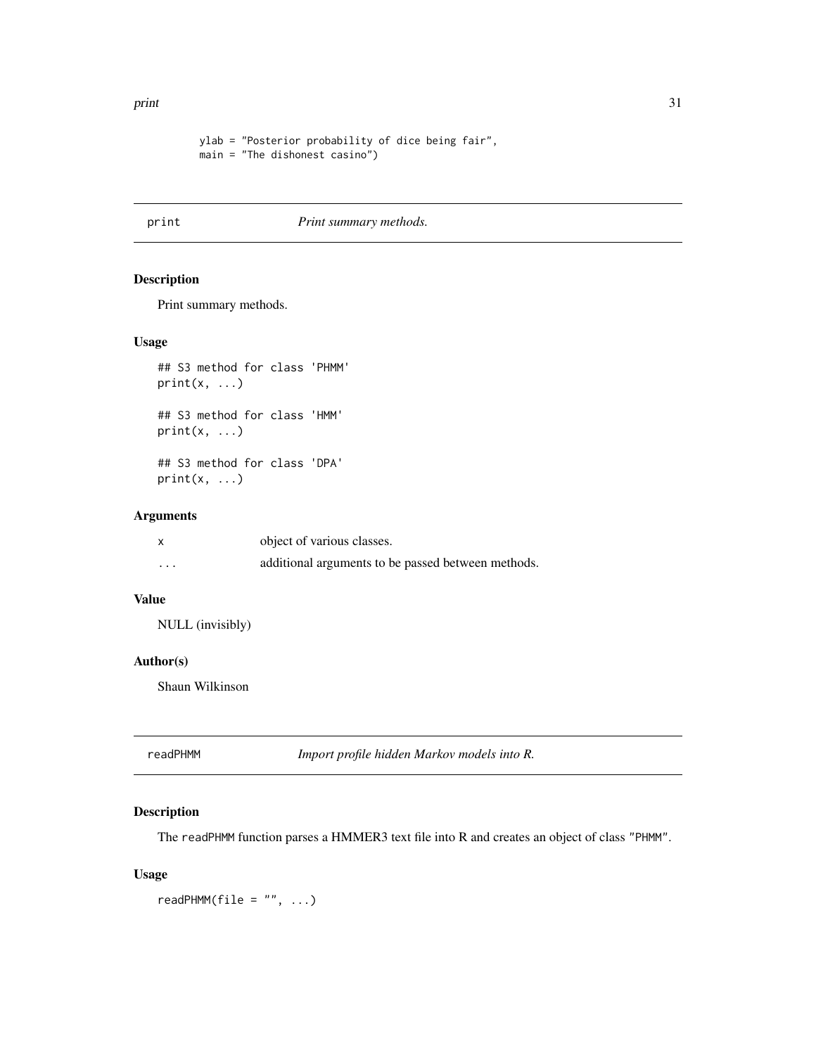```
        ylab = "Posterior probability of dice being fair",
        main = "The dishonest casino")
```

## print — *Print summary methods.*

### Description

Print summary methods.

### Usage

```
## S3 method for class 'PHMM'
print(x, ...)

## S3 method for class 'HMM'
print(x, ...)

## S3 method for class 'DPA'
print(x, ...)
```

### Arguments

| | |
|---|---|
| x | object of various classes. |
| ... | additional arguments to be passed between methods. |

### Value

NULL (invisibly)

### Author(s)

Shaun Wilkinson

## readPHMM — *Import profile hidden Markov models into R.*

### Description

The readPHMM function parses a HMMER3 text file into R and creates an object of class "PHMM".

### Usage

```
readPHMM(file = "", ...)
```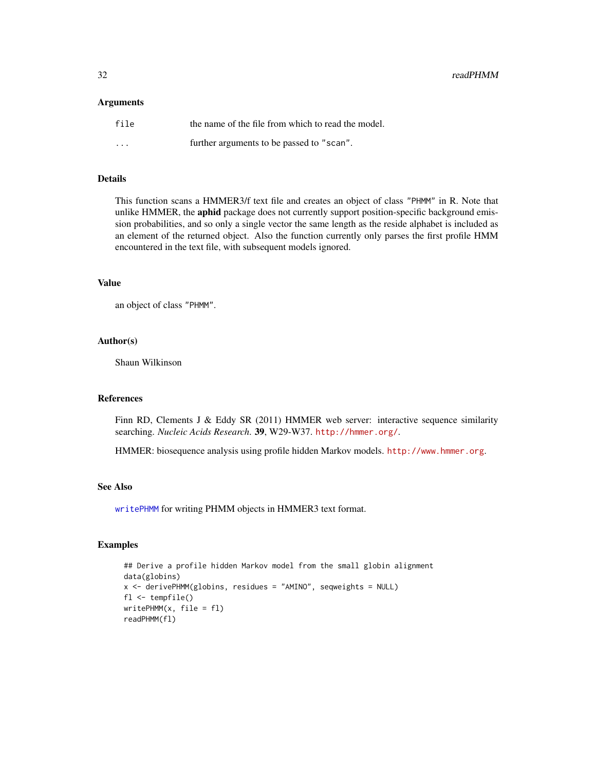### Arguments

| | |
|---|---|
| `file` | the name of the file from which to read the model. |
| `...` | further arguments to be passed to `"scan"`. |

### Details

This function scans a HMMER3/f text file and creates an object of class `"PHMM"` in R. Note that unlike HMMER, the **aphid** package does not currently support position-specific background emission probabilities, and so only a single vector the same length as the reside alphabet is included as an element of the returned object. Also the function currently only parses the first profile HMM encountered in the text file, with subsequent models ignored.

### Value

an object of class `"PHMM"`.

### Author(s)

Shaun Wilkinson

### References

Finn RD, Clements J & Eddy SR (2011) HMMER web server: interactive sequence similarity searching. *Nucleic Acids Research.* **39**, W29-W37. http://hmmer.org/.

HMMER: biosequence analysis using profile hidden Markov models. http://www.hmmer.org.

### See Also

`writePHMM` for writing PHMM objects in HMMER3 text format.

### Examples

```
## Derive a profile hidden Markov model from the small globin alignment
data(globins)
x <- derivePHMM(globins, residues = "AMINO", seqweights = NULL)
fl <- tempfile()
writePHMM(x, file = fl)
readPHMM(fl)
```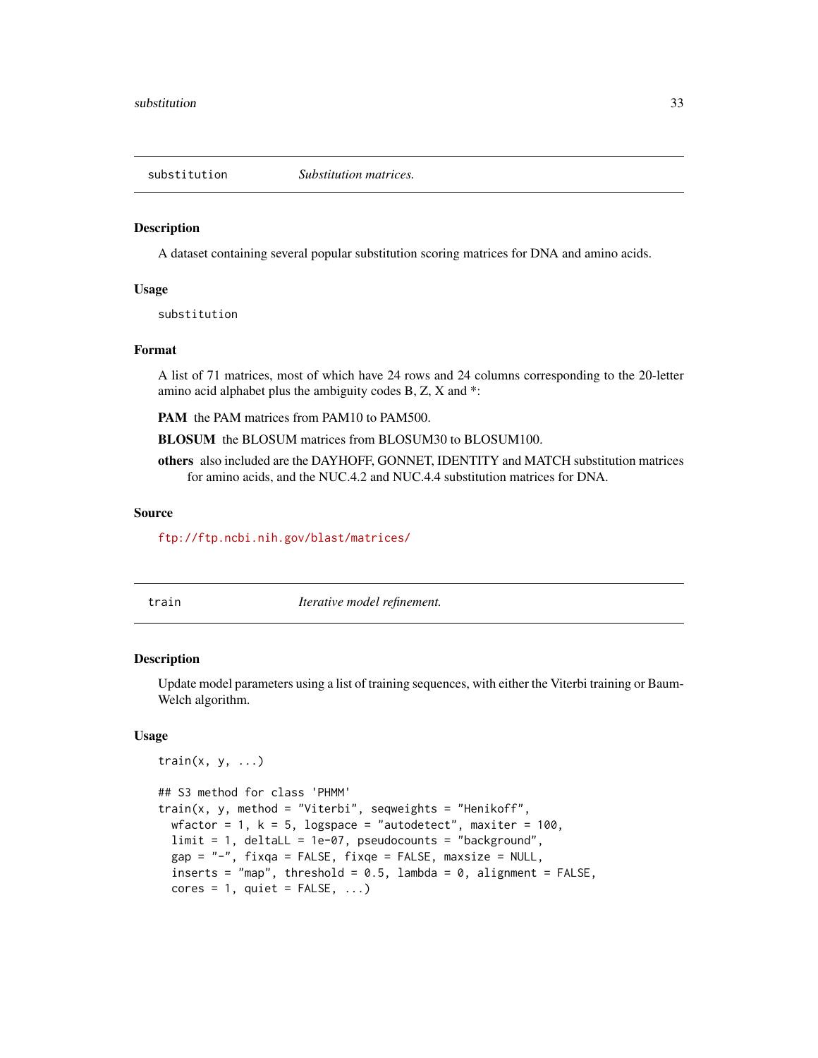## substitution — *Substitution matrices.*

### Description

A dataset containing several popular substitution scoring matrices for DNA and amino acids.

### Usage

```
substitution
```

### Format

A list of 71 matrices, most of which have 24 rows and 24 columns corresponding to the 20-letter amino acid alphabet plus the ambiguity codes B, Z, X and *:

**PAM** the PAM matrices from PAM10 to PAM500.

**BLOSUM** the BLOSUM matrices from BLOSUM30 to BLOSUM100.

**others** also included are the DAYHOFF, GONNET, IDENTITY and MATCH substitution matrices for amino acids, and the NUC.4.2 and NUC.4.4 substitution matrices for DNA.

### Source

ftp://ftp.ncbi.nih.gov/blast/matrices/

## train — *Iterative model refinement.*

### Description

Update model parameters using a list of training sequences, with either the Viterbi training or Baum-Welch algorithm.

### Usage

```
train(x, y, ...)

## S3 method for class 'PHMM'
train(x, y, method = "Viterbi", seqweights = "Henikoff",
  wfactor = 1, k = 5, logspace = "autodetect", maxiter = 100,
  limit = 1, deltaLL = 1e-07, pseudocounts = "background",
  gap = "-", fixqa = FALSE, fixqe = FALSE, maxsize = NULL,
  inserts = "map", threshold = 0.5, lambda = 0, alignment = FALSE,
  cores = 1, quiet = FALSE, ...)
```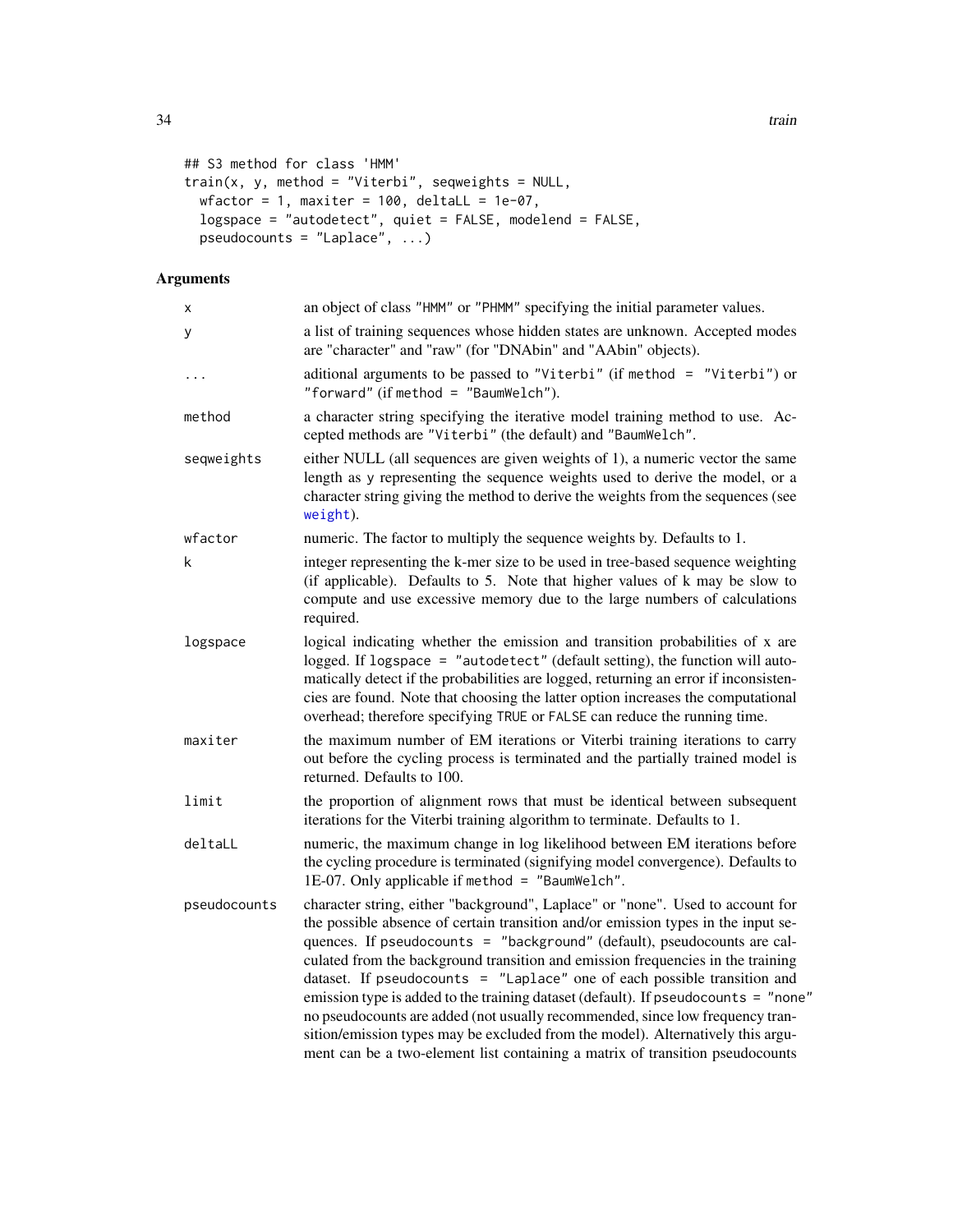```
## S3 method for class 'HMM'
train(x, y, method = "Viterbi", seqweights = NULL,
  wfactor = 1, maxiter = 100, deltaLL = 1e-07,
  logspace = "autodetect", quiet = FALSE, modelend = FALSE,
  pseudocounts = "Laplace", ...)
```

## Arguments

| | |
|---|---|
| x | an object of class "HMM" or "PHMM" specifying the initial parameter values. |
| y | a list of training sequences whose hidden states are unknown. Accepted modes are "character" and "raw" (for "DNAbin" and "AAbin" objects). |
| ... | aditional arguments to be passed to "Viterbi" (if method = "Viterbi") or "forward" (if method = "BaumWelch"). |
| method | a character string specifying the iterative model training method to use. Accepted methods are "Viterbi" (the default) and "BaumWelch". |
| seqweights | either NULL (all sequences are given weights of 1), a numeric vector the same length as y representing the sequence weights used to derive the model, or a character string giving the method to derive the weights from the sequences (see weight). |
| wfactor | numeric. The factor to multiply the sequence weights by. Defaults to 1. |
| k | integer representing the k-mer size to be used in tree-based sequence weighting (if applicable). Defaults to 5. Note that higher values of k may be slow to compute and use excessive memory due to the large numbers of calculations required. |
| logspace | logical indicating whether the emission and transition probabilities of x are logged. If logspace = "autodetect" (default setting), the function will automatically detect if the probabilities are logged, returning an error if inconsistencies are found. Note that choosing the latter option increases the computational overhead; therefore specifying TRUE or FALSE can reduce the running time. |
| maxiter | the maximum number of EM iterations or Viterbi training iterations to carry out before the cycling process is terminated and the partially trained model is returned. Defaults to 100. |
| limit | the proportion of alignment rows that must be identical between subsequent iterations for the Viterbi training algorithm to terminate. Defaults to 1. |
| deltaLL | numeric, the maximum change in log likelihood between EM iterations before the cycling procedure is terminated (signifying model convergence). Defaults to 1E-07. Only applicable if method = "BaumWelch". |
| pseudocounts | character string, either "background", Laplace" or "none". Used to account for the possible absence of certain transition and/or emission types in the input sequences. If pseudocounts = "background" (default), pseudocounts are calculated from the background transition and emission frequencies in the training dataset. If pseudocounts = "Laplace" one of each possible transition and emission type is added to the training dataset (default). If pseudocounts = "none" no pseudocounts are added (not usually recommended, since low frequency transition/emission types may be excluded from the model). Alternatively this argument can be a two-element list containing a matrix of transition pseudocounts |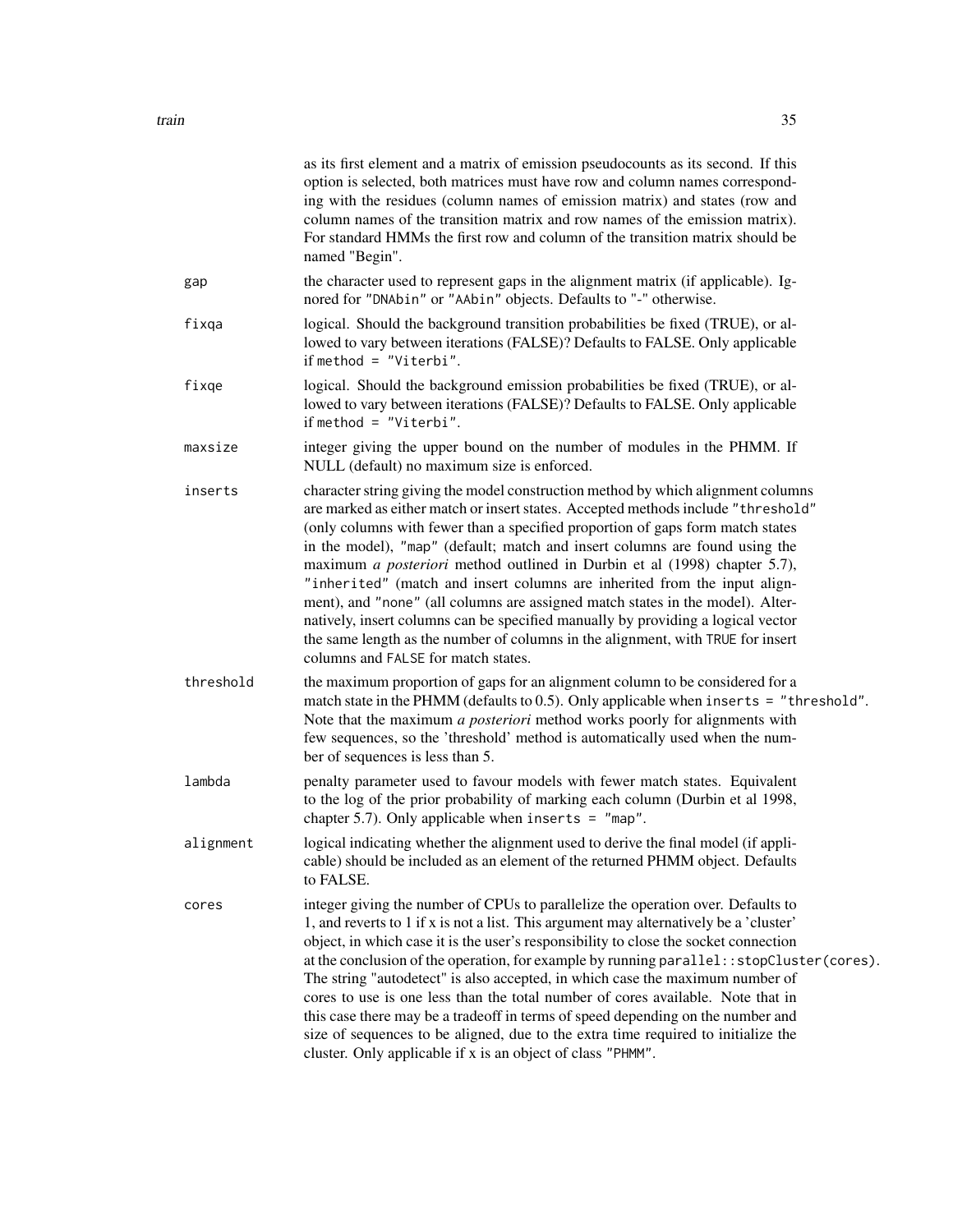as its first element and a matrix of emission pseudocounts as its second. If this option is selected, both matrices must have row and column names corresponding with the residues (column names of emission matrix) and states (row and column names of the transition matrix and row names of the emission matrix). For standard HMMs the first row and column of the transition matrix should be named "Begin".

`gap`
: the character used to represent gaps in the alignment matrix (if applicable). Ignored for `"DNAbin"` or `"AAbin"` objects. Defaults to `"-"` otherwise.

`fixqa`
: logical. Should the background transition probabilities be fixed (TRUE), or allowed to vary between iterations (FALSE)? Defaults to FALSE. Only applicable if `method = "Viterbi"`.

`fixqe`
: logical. Should the background emission probabilities be fixed (TRUE), or allowed to vary between iterations (FALSE)? Defaults to FALSE. Only applicable if `method = "Viterbi"`.

`maxsize`
: integer giving the upper bound on the number of modules in the PHMM. If NULL (default) no maximum size is enforced.

`inserts`
: character string giving the model construction method by which alignment columns are marked as either match or insert states. Accepted methods include `"threshold"` (only columns with fewer than a specified proportion of gaps form match states in the model), `"map"` (default; match and insert columns are found using the maximum *a posteriori* method outlined in Durbin et al (1998) chapter 5.7), `"inherited"` (match and insert columns are inherited from the input alignment), and `"none"` (all columns are assigned match states in the model). Alternatively, insert columns can be specified manually by providing a logical vector the same length as the number of columns in the alignment, with `TRUE` for insert columns and `FALSE` for match states.

`threshold`
: the maximum proportion of gaps for an alignment column to be considered for a match state in the PHMM (defaults to 0.5). Only applicable when `inserts = "threshold"`. Note that the maximum *a posteriori* method works poorly for alignments with few sequences, so the 'threshold' method is automatically used when the number of sequences is less than 5.

`lambda`
: penalty parameter used to favour models with fewer match states. Equivalent to the log of the prior probability of marking each column (Durbin et al 1998, chapter 5.7). Only applicable when `inserts = "map"`.

`alignment`
: logical indicating whether the alignment used to derive the final model (if applicable) should be included as an element of the returned PHMM object. Defaults to FALSE.

`cores`
: integer giving the number of CPUs to parallelize the operation over. Defaults to 1, and reverts to 1 if x is not a list. This argument may alternatively be a 'cluster' object, in which case it is the user's responsibility to close the socket connection at the conclusion of the operation, for example by running `parallel::stopCluster(cores)`. The string "autodetect" is also accepted, in which case the maximum number of cores to use is one less than the total number of cores available. Note that in this case there may be a tradeoff in terms of speed depending on the number and size of sequences to be aligned, due to the extra time required to initialize the cluster. Only applicable if x is an object of class `"PHMM"`.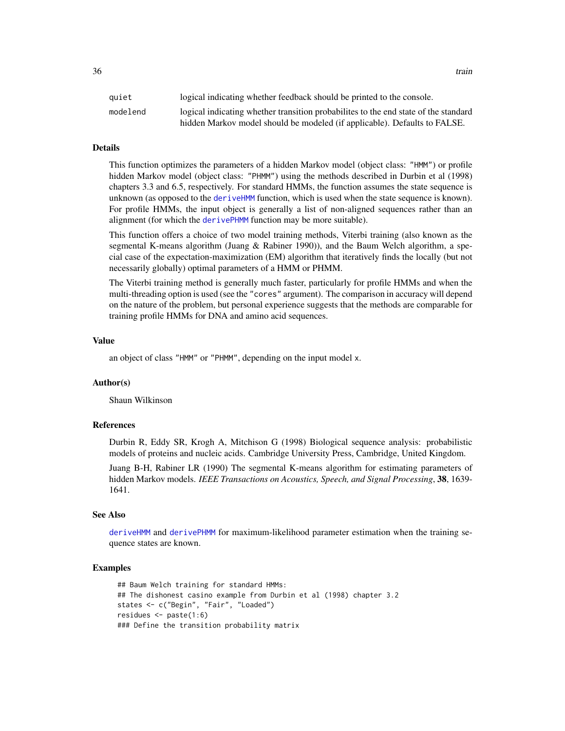| | |
|---|---|
| quiet | logical indicating whether feedback should be printed to the console. |
| modelend | logical indicating whether transition probabilites to the end state of the standard hidden Markov model should be modeled (if applicable). Defaults to FALSE. |

## Details

This function optimizes the parameters of a hidden Markov model (object class: "HMM") or profile hidden Markov model (object class: "PHMM") using the methods described in Durbin et al (1998) chapters 3.3 and 6.5, respectively. For standard HMMs, the function assumes the state sequence is unknown (as opposed to the deriveHMM function, which is used when the state sequence is known). For profile HMMs, the input object is generally a list of non-aligned sequences rather than an alignment (for which the derivePHMM function may be more suitable).

This function offers a choice of two model training methods, Viterbi training (also known as the segmental K-means algorithm (Juang & Rabiner 1990)), and the Baum Welch algorithm, a special case of the expectation-maximization (EM) algorithm that iteratively finds the locally (but not necessarily globally) optimal parameters of a HMM or PHMM.

The Viterbi training method is generally much faster, particularly for profile HMMs and when the multi-threading option is used (see the "cores" argument). The comparison in accuracy will depend on the nature of the problem, but personal experience suggests that the methods are comparable for training profile HMMs for DNA and amino acid sequences.

## Value

an object of class "HMM" or "PHMM", depending on the input model x.

## Author(s)

Shaun Wilkinson

## References

Durbin R, Eddy SR, Krogh A, Mitchison G (1998) Biological sequence analysis: probabilistic models of proteins and nucleic acids. Cambridge University Press, Cambridge, United Kingdom.

Juang B-H, Rabiner LR (1990) The segmental K-means algorithm for estimating parameters of hidden Markov models. *IEEE Transactions on Acoustics, Speech, and Signal Processing*, **38**, 1639-1641.

## See Also

deriveHMM and derivePHMM for maximum-likelihood parameter estimation when the training sequence states are known.

## Examples

```
## Baum Welch training for standard HMMs:
## The dishonest casino example from Durbin et al (1998) chapter 3.2
states <- c("Begin", "Fair", "Loaded")
residues <- paste(1:6)
### Define the transition probability matrix
```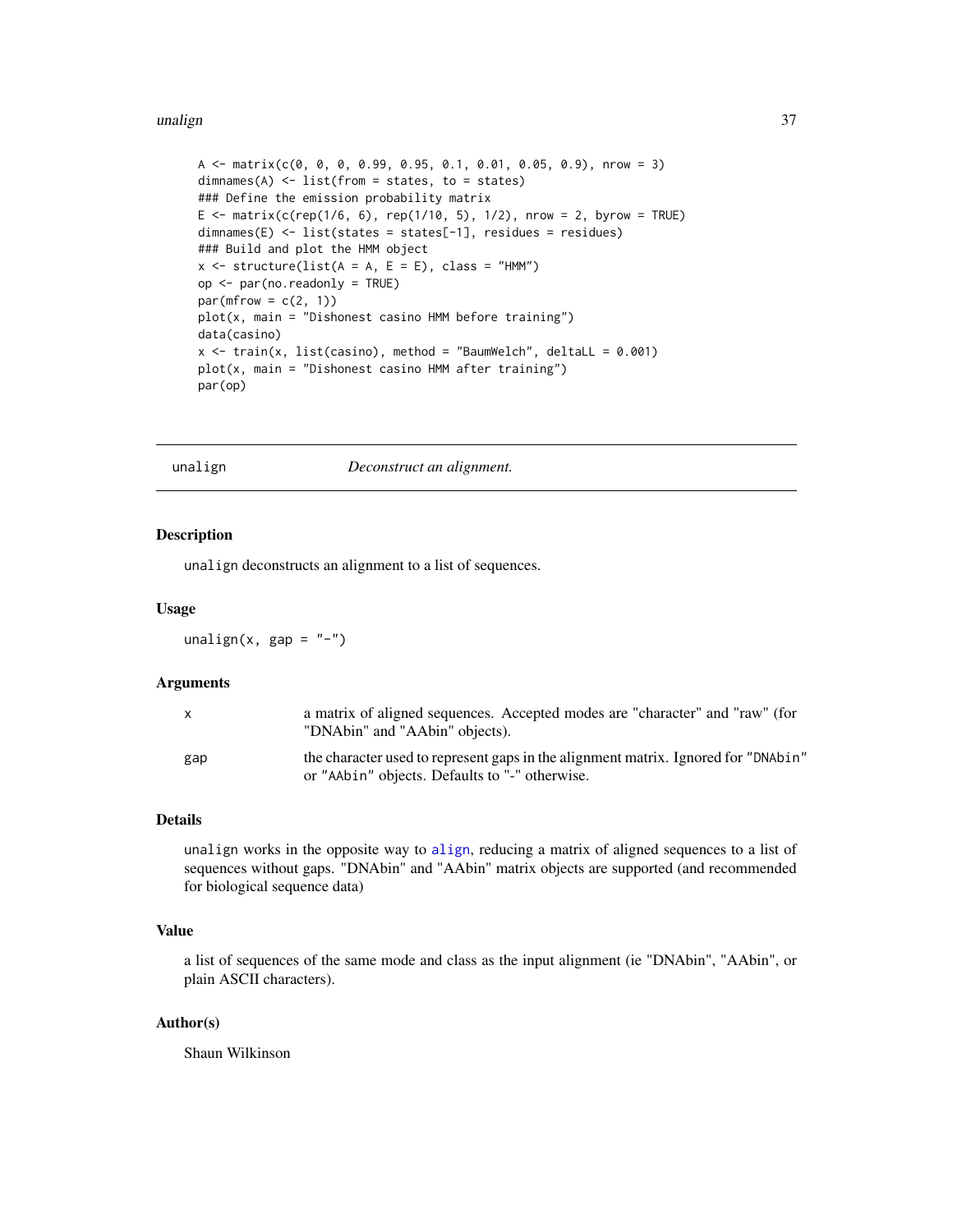```
A <- matrix(c(0, 0, 0, 0.99, 0.95, 0.1, 0.01, 0.05, 0.9), nrow = 3)
dimnames(A) <- list(from = states, to = states)
### Define the emission probability matrix
E <- matrix(c(rep(1/6, 6), rep(1/10, 5), 1/2), nrow = 2, byrow = TRUE)
dimnames(E) <- list(states = states[-1], residues = residues)
### Build and plot the HMM object
x <- structure(list(A = A, E = E), class = "HMM")
op <- par(no.readonly = TRUE)
par(mfrow = c(2, 1))
plot(x, main = "Dishonest casino HMM before training")
data(casino)
x <- train(x, list(casino), method = "BaumWelch", deltaLL = 0.001)
plot(x, main = "Dishonest casino HMM after training")
par(op)
```

---

## unalign — *Deconstruct an alignment.*

### Description

unalign deconstructs an alignment to a list of sequences.

### Usage

```
unalign(x, gap = "-")
```

### Arguments

| | |
|---|---|
| x | a matrix of aligned sequences. Accepted modes are "character" and "raw" (for "DNAbin" and "AAbin" objects). |
| gap | the character used to represent gaps in the alignment matrix. Ignored for "DNAbin" or "AAbin" objects. Defaults to "-" otherwise. |

### Details

unalign works in the opposite way to align, reducing a matrix of aligned sequences to a list of sequences without gaps. "DNAbin" and "AAbin" matrix objects are supported (and recommended for biological sequence data)

### Value

a list of sequences of the same mode and class as the input alignment (ie "DNAbin", "AAbin", or plain ASCII characters).

### Author(s)

Shaun Wilkinson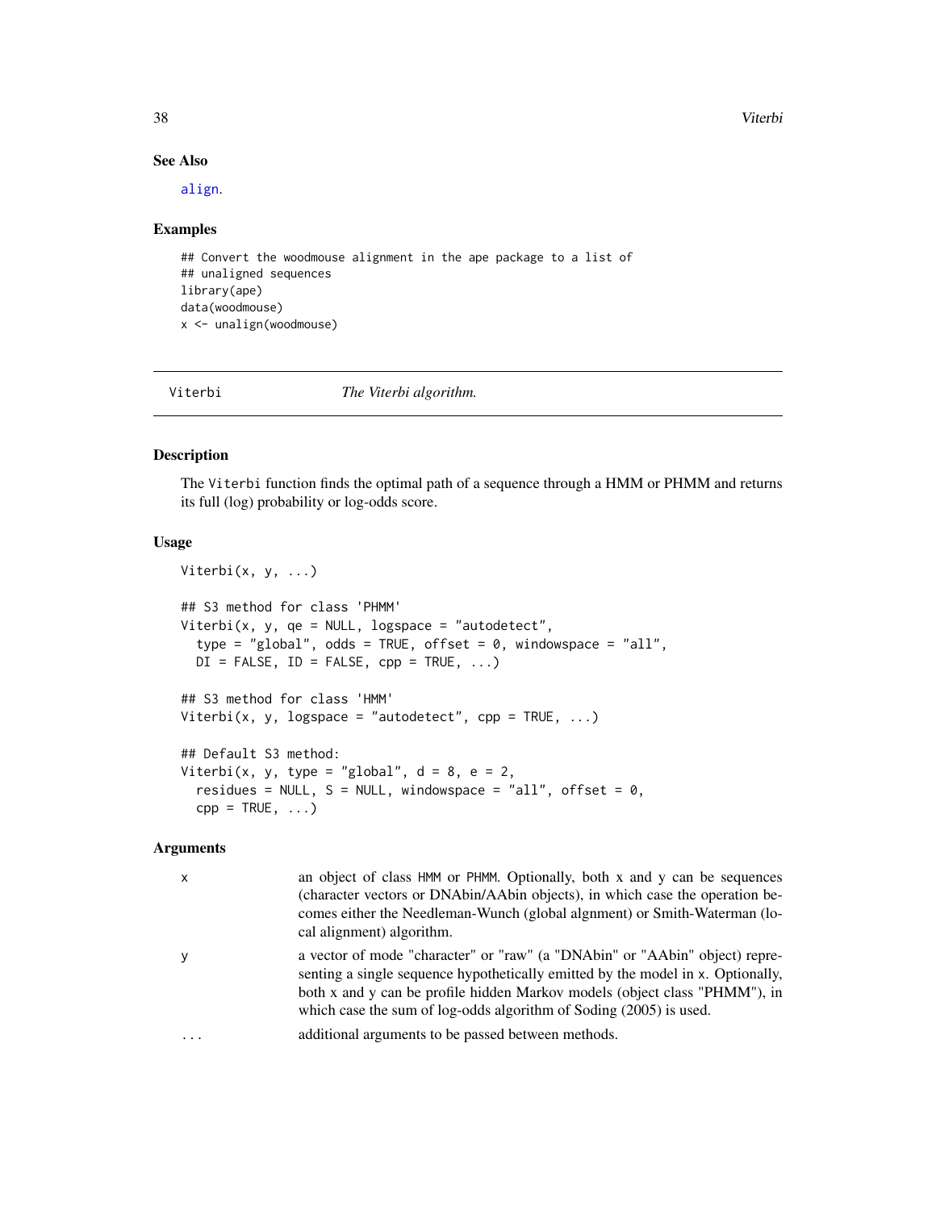## See Also

align.

## Examples

```
## Convert the woodmouse alignment in the ape package to a list of
## unaligned sequences
library(ape)
data(woodmouse)
x <- unalign(woodmouse)
```

---

Viterbi *The Viterbi algorithm.*

---

## Description

The Viterbi function finds the optimal path of a sequence through a HMM or PHMM and returns its full (log) probability or log-odds score.

## Usage

```
Viterbi(x, y, ...)

## S3 method for class 'PHMM'
Viterbi(x, y, qe = NULL, logspace = "autodetect",
  type = "global", odds = TRUE, offset = 0, windowspace = "all",
  DI = FALSE, ID = FALSE, cpp = TRUE, ...)

## S3 method for class 'HMM'
Viterbi(x, y, logspace = "autodetect", cpp = TRUE, ...)

## Default S3 method:
Viterbi(x, y, type = "global", d = 8, e = 2,
  residues = NULL, S = NULL, windowspace = "all", offset = 0,
  cpp = TRUE, ...)
```

## Arguments

| | |
|---|---|
| x | an object of class HMM or PHMM. Optionally, both x and y can be sequences (character vectors or DNAbin/AAbin objects), in which case the operation becomes either the Needleman-Wunch (global algnment) or Smith-Waterman (local alignment) algorithm. |
| y | a vector of mode "character" or "raw" (a "DNAbin" or "AAbin" object) representing a single sequence hypothetically emitted by the model in x. Optionally, both x and y can be profile hidden Markov models (object class "PHMM"), in which case the sum of log-odds algorithm of Soding (2005) is used. |
| ... | additional arguments to be passed between methods. |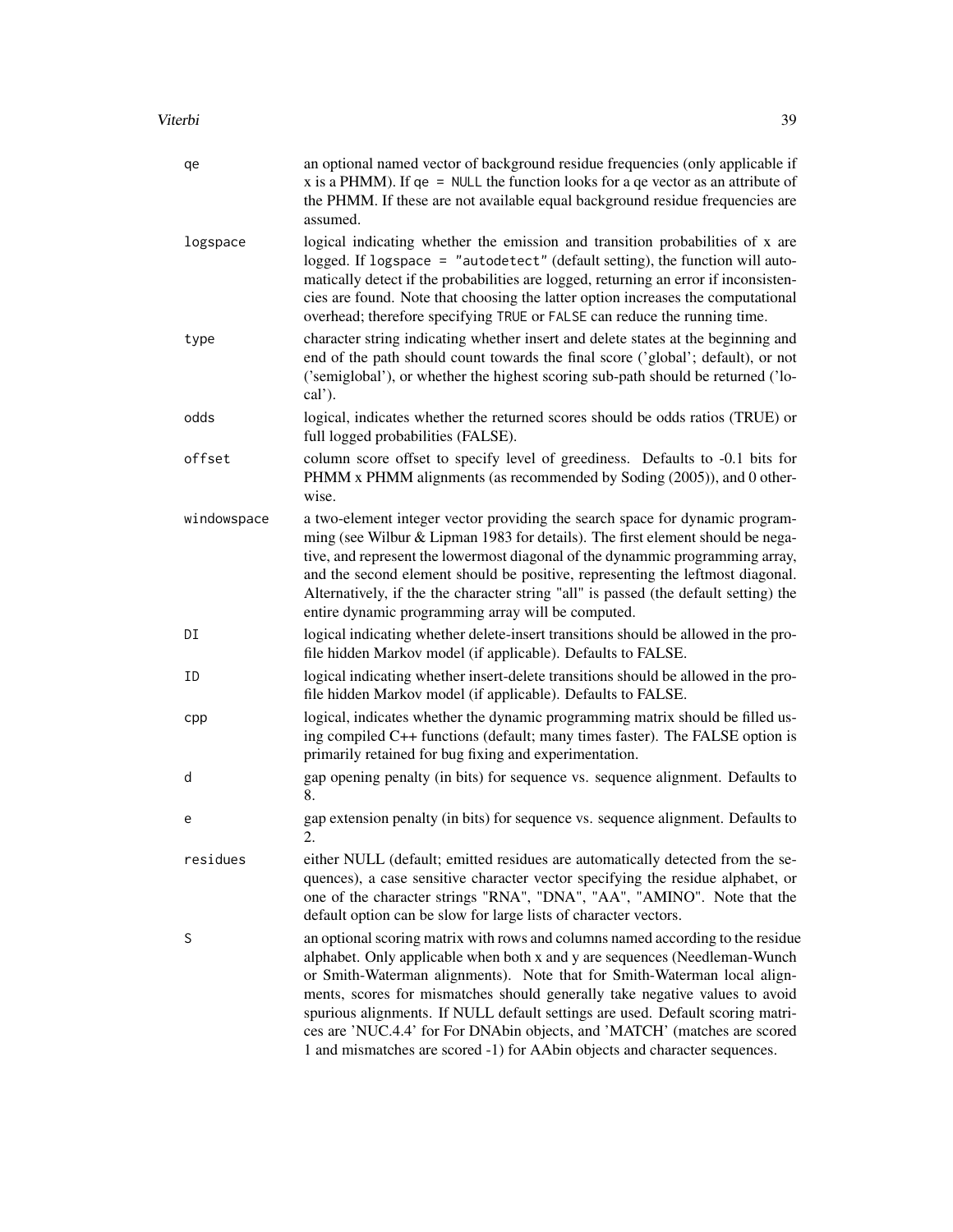| | |
|---|---|
| `qe` | an optional named vector of background residue frequencies (only applicable if x is a PHMM). If `qe = NULL` the function looks for a qe vector as an attribute of the PHMM. If these are not available equal background residue frequencies are assumed. |
| `logspace` | logical indicating whether the emission and transition probabilities of x are logged. If `logspace = "autodetect"` (default setting), the function will automatically detect if the probabilities are logged, returning an error if inconsistencies are found. Note that choosing the latter option increases the computational overhead; therefore specifying `TRUE` or `FALSE` can reduce the running time. |
| `type` | character string indicating whether insert and delete states at the beginning and end of the path should count towards the final score ('global'; default), or not ('semiglobal'), or whether the highest scoring sub-path should be returned ('local'). |
| `odds` | logical, indicates whether the returned scores should be odds ratios (TRUE) or full logged probabilities (FALSE). |
| `offset` | column score offset to specify level of greediness. Defaults to -0.1 bits for PHMM x PHMM alignments (as recommended by Soding (2005)), and 0 otherwise. |
| `windowspace` | a two-element integer vector providing the search space for dynamic programming (see Wilbur & Lipman 1983 for details). The first element should be negative, and represent the lowermost diagonal of the dynammic programming array, and the second element should be positive, representing the leftmost diagonal. Alternatively, if the the character string "all" is passed (the default setting) the entire dynamic programming array will be computed. |
| `DI` | logical indicating whether delete-insert transitions should be allowed in the profile hidden Markov model (if applicable). Defaults to FALSE. |
| `ID` | logical indicating whether insert-delete transitions should be allowed in the profile hidden Markov model (if applicable). Defaults to FALSE. |
| `cpp` | logical, indicates whether the dynamic programming matrix should be filled using compiled C++ functions (default; many times faster). The FALSE option is primarily retained for bug fixing and experimentation. |
| `d` | gap opening penalty (in bits) for sequence vs. sequence alignment. Defaults to 8. |
| `e` | gap extension penalty (in bits) for sequence vs. sequence alignment. Defaults to 2. |
| `residues` | either NULL (default; emitted residues are automatically detected from the sequences), a case sensitive character vector specifying the residue alphabet, or one of the character strings "RNA", "DNA", "AA", "AMINO". Note that the default option can be slow for large lists of character vectors. |
| `S` | an optional scoring matrix with rows and columns named according to the residue alphabet. Only applicable when both x and y are sequences (Needleman-Wunch or Smith-Waterman alignments). Note that for Smith-Waterman local alignments, scores for mismatches should generally take negative values to avoid spurious alignments. If NULL default settings are used. Default scoring matrices are 'NUC.4.4' for For DNAbin objects, and 'MATCH' (matches are scored 1 and mismatches are scored -1) for AAbin objects and character sequences. |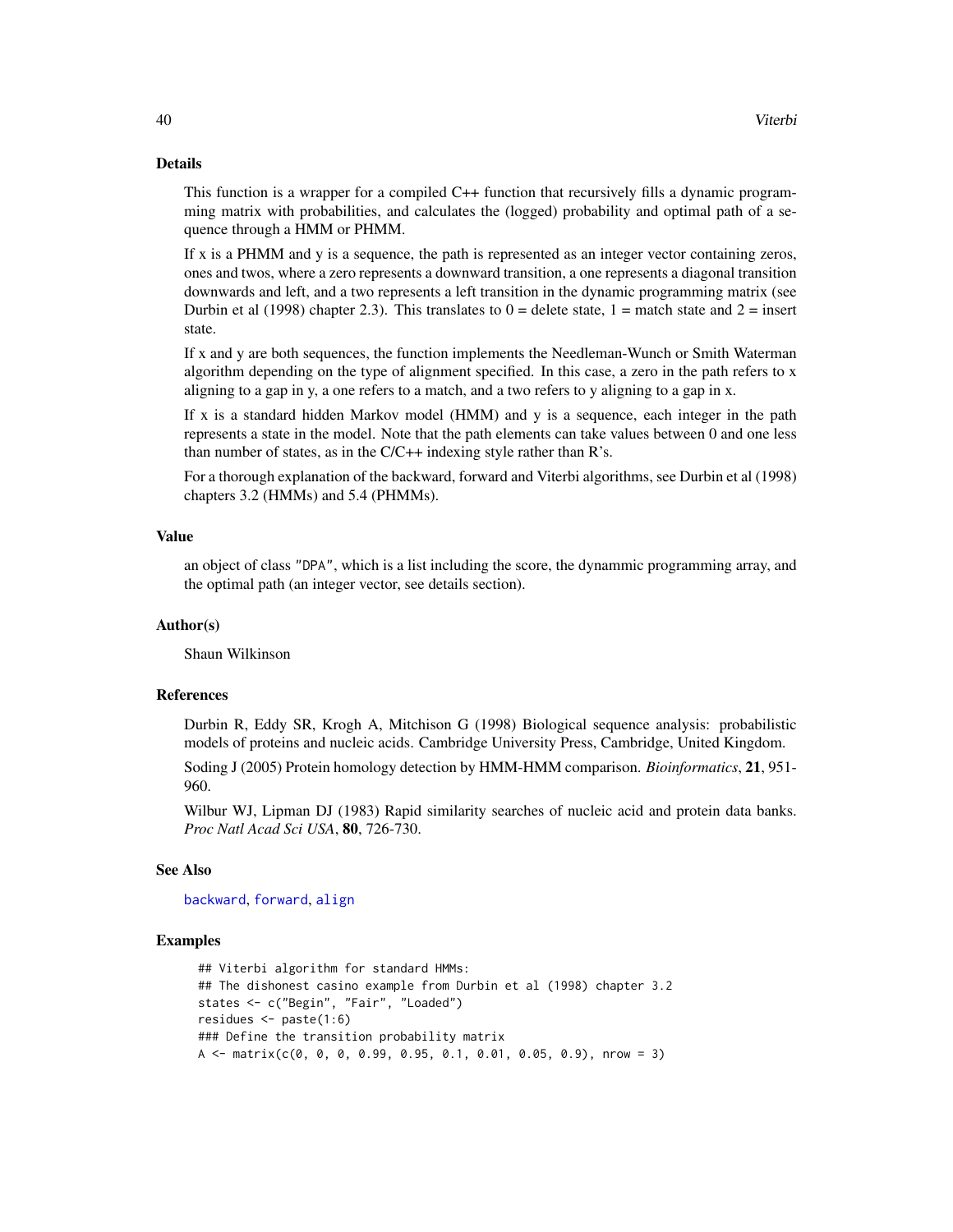## Details

This function is a wrapper for a compiled C++ function that recursively fills a dynamic programming matrix with probabilities, and calculates the (logged) probability and optimal path of a sequence through a HMM or PHMM.

If x is a PHMM and y is a sequence, the path is represented as an integer vector containing zeros, ones and twos, where a zero represents a downward transition, a one represents a diagonal transition downwards and left, and a two represents a left transition in the dynamic programming matrix (see Durbin et al (1998) chapter 2.3). This translates to 0 = delete state, 1 = match state and 2 = insert state.

If x and y are both sequences, the function implements the Needleman-Wunch or Smith Waterman algorithm depending on the type of alignment specified. In this case, a zero in the path refers to x aligning to a gap in y, a one refers to a match, and a two refers to y aligning to a gap in x.

If x is a standard hidden Markov model (HMM) and y is a sequence, each integer in the path represents a state in the model. Note that the path elements can take values between 0 and one less than number of states, as in the C/C++ indexing style rather than R's.

For a thorough explanation of the backward, forward and Viterbi algorithms, see Durbin et al (1998) chapters 3.2 (HMMs) and 5.4 (PHMMs).

## Value

an object of class "DPA", which is a list including the score, the dynammic programming array, and the optimal path (an integer vector, see details section).

## Author(s)

Shaun Wilkinson

## References

Durbin R, Eddy SR, Krogh A, Mitchison G (1998) Biological sequence analysis: probabilistic models of proteins and nucleic acids. Cambridge University Press, Cambridge, United Kingdom.

Soding J (2005) Protein homology detection by HMM-HMM comparison. *Bioinformatics*, **21**, 951-960.

Wilbur WJ, Lipman DJ (1983) Rapid similarity searches of nucleic acid and protein data banks. *Proc Natl Acad Sci USA*, **80**, 726-730.

## See Also

backward, forward, align

## Examples

```
## Viterbi algorithm for standard HMMs:
## The dishonest casino example from Durbin et al (1998) chapter 3.2
states <- c("Begin", "Fair", "Loaded")
residues <- paste(1:6)
### Define the transition probability matrix
A <- matrix(c(0, 0, 0, 0.99, 0.95, 0.1, 0.01, 0.05, 0.9), nrow = 3)
```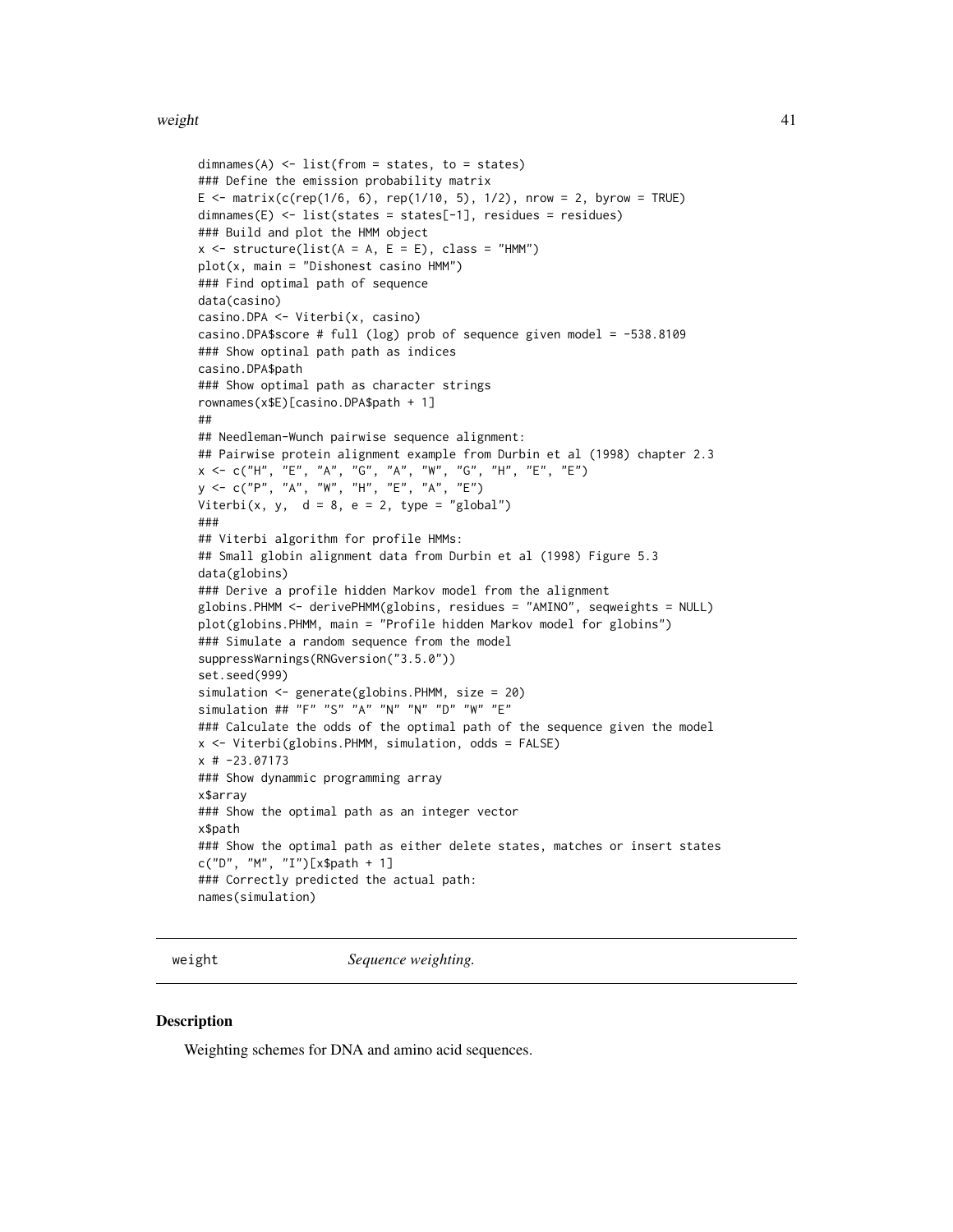```
dimnames(A) <- list(from = states, to = states)
### Define the emission probability matrix
E <- matrix(c(rep(1/6, 6), rep(1/10, 5), 1/2), nrow = 2, byrow = TRUE)
dimnames(E) <- list(states = states[-1], residues = residues)
### Build and plot the HMM object
x <- structure(list(A = A, E = E), class = "HMM")
plot(x, main = "Dishonest casino HMM")
### Find optimal path of sequence
data(casino)
casino.DPA <- Viterbi(x, casino)
casino.DPA$score # full (log) prob of sequence given model = -538.8109
### Show optinal path path as indices
casino.DPA$path
### Show optimal path as character strings
rownames(x$E)[casino.DPA$path + 1]
##
## Needleman-Wunch pairwise sequence alignment:
## Pairwise protein alignment example from Durbin et al (1998) chapter 2.3
x <- c("H", "E", "A", "G", "A", "W", "G", "H", "E", "E")
y <- c("P", "A", "W", "H", "E", "A", "E")
Viterbi(x, y,  d = 8, e = 2, type = "global")
###
## Viterbi algorithm for profile HMMs:
## Small globin alignment data from Durbin et al (1998) Figure 5.3
data(globins)
### Derive a profile hidden Markov model from the alignment
globins.PHMM <- derivePHMM(globins, residues = "AMINO", seqweights = NULL)
plot(globins.PHMM, main = "Profile hidden Markov model for globins")
### Simulate a random sequence from the model
suppressWarnings(RNGversion("3.5.0"))
set.seed(999)
simulation <- generate(globins.PHMM, size = 20)
simulation ## "F" "S" "A" "N" "N" "D" "W" "E"
### Calculate the odds of the optimal path of the sequence given the model
x <- Viterbi(globins.PHMM, simulation, odds = FALSE)
x # -23.07173
### Show dynammic programming array
x$array
### Show the optimal path as an integer vector
x$path
### Show the optimal path as either delete states, matches or insert states
c("D", "M", "I")[x$path + 1]
### Correctly predicted the actual path:
names(simulation)
```

---

weight &nbsp;&nbsp;&nbsp;&nbsp;&nbsp;&nbsp;&nbsp;&nbsp; *Sequence weighting.*

---

## Description

Weighting schemes for DNA and amino acid sequences.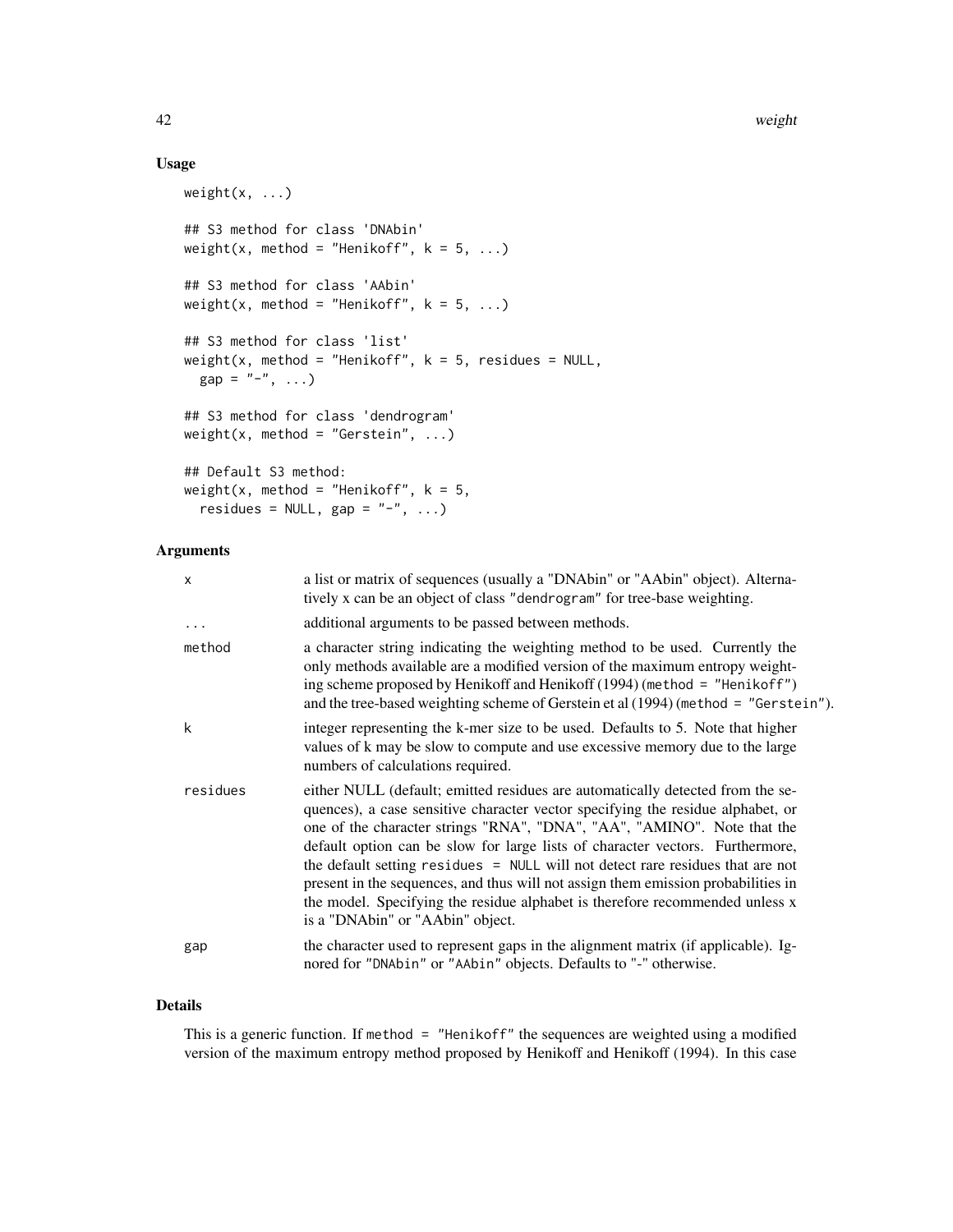## Usage

```
weight(x, ...)

## S3 method for class 'DNAbin'
weight(x, method = "Henikoff", k = 5, ...)

## S3 method for class 'AAbin'
weight(x, method = "Henikoff", k = 5, ...)

## S3 method for class 'list'
weight(x, method = "Henikoff", k = 5, residues = NULL,
  gap = "-", ...)

## S3 method for class 'dendrogram'
weight(x, method = "Gerstein", ...)

## Default S3 method:
weight(x, method = "Henikoff", k = 5,
  residues = NULL, gap = "-", ...)
```

## Arguments

| | |
|---|---|
| `x` | a list or matrix of sequences (usually a "DNAbin" or "AAbin" object). Alternatively x can be an object of class `"dendrogram"` for tree-base weighting. |
| `...` | additional arguments to be passed between methods. |
| `method` | a character string indicating the weighting method to be used. Currently the only methods available are a modified version of the maximum entropy weighting scheme proposed by Henikoff and Henikoff (1994) (`method = "Henikoff"`) and the tree-based weighting scheme of Gerstein et al (1994) (`method = "Gerstein"`). |
| `k` | integer representing the k-mer size to be used. Defaults to 5. Note that higher values of k may be slow to compute and use excessive memory due to the large numbers of calculations required. |
| `residues` | either NULL (default; emitted residues are automatically detected from the sequences), a case sensitive character vector specifying the residue alphabet, or one of the character strings "RNA", "DNA", "AA", "AMINO". Note that the default option can be slow for large lists of character vectors. Furthermore, the default setting `residues = NULL` will not detect rare residues that are not present in the sequences, and thus will not assign them emission probabilities in the model. Specifying the residue alphabet is therefore recommended unless x is a "DNAbin" or "AAbin" object. |
| `gap` | the character used to represent gaps in the alignment matrix (if applicable). Ignored for `"DNAbin"` or `"AAbin"` objects. Defaults to "-" otherwise. |

## Details

This is a generic function. If `method = "Henikoff"` the sequences are weighted using a modified version of the maximum entropy method proposed by Henikoff and Henikoff (1994). In this case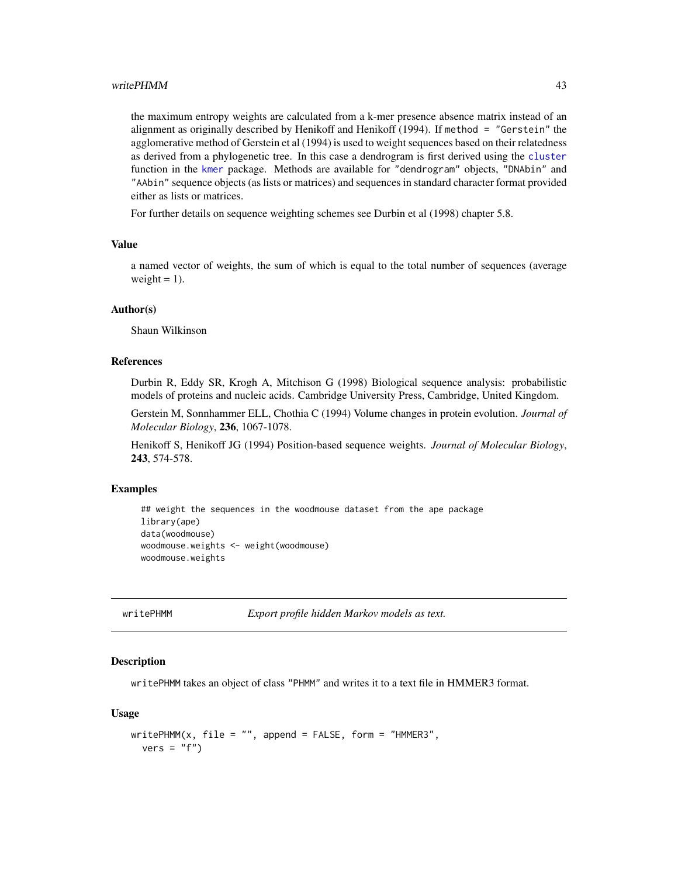the maximum entropy weights are calculated from a k-mer presence absence matrix instead of an alignment as originally described by Henikoff and Henikoff (1994). If `method = "Gerstein"` the agglomerative method of Gerstein et al (1994) is used to weight sequences based on their relatedness as derived from a phylogenetic tree. In this case a dendrogram is first derived using the `cluster` function in the `kmer` package. Methods are available for `"dendrogram"` objects, `"DNAbin"` and `"AAbin"` sequence objects (as lists or matrices) and sequences in standard character format provided either as lists or matrices.

For further details on sequence weighting schemes see Durbin et al (1998) chapter 5.8.

### Value

a named vector of weights, the sum of which is equal to the total number of sequences (average weight = 1).

### Author(s)

Shaun Wilkinson

### References

Durbin R, Eddy SR, Krogh A, Mitchison G (1998) Biological sequence analysis: probabilistic models of proteins and nucleic acids. Cambridge University Press, Cambridge, United Kingdom.

Gerstein M, Sonnhammer ELL, Chothia C (1994) Volume changes in protein evolution. *Journal of Molecular Biology*, **236**, 1067-1078.

Henikoff S, Henikoff JG (1994) Position-based sequence weights. *Journal of Molecular Biology*, **243**, 574-578.

### Examples

```
## weight the sequences in the woodmouse dataset from the ape package
library(ape)
data(woodmouse)
woodmouse.weights <- weight(woodmouse)
woodmouse.weights
```

---

## writePHMM    *Export profile hidden Markov models as text.*

---

### Description

`writePHMM` takes an object of class `"PHMM"` and writes it to a text file in HMMER3 format.

### Usage

```
writePHMM(x, file = "", append = FALSE, form = "HMMER3",
  vers = "f")
```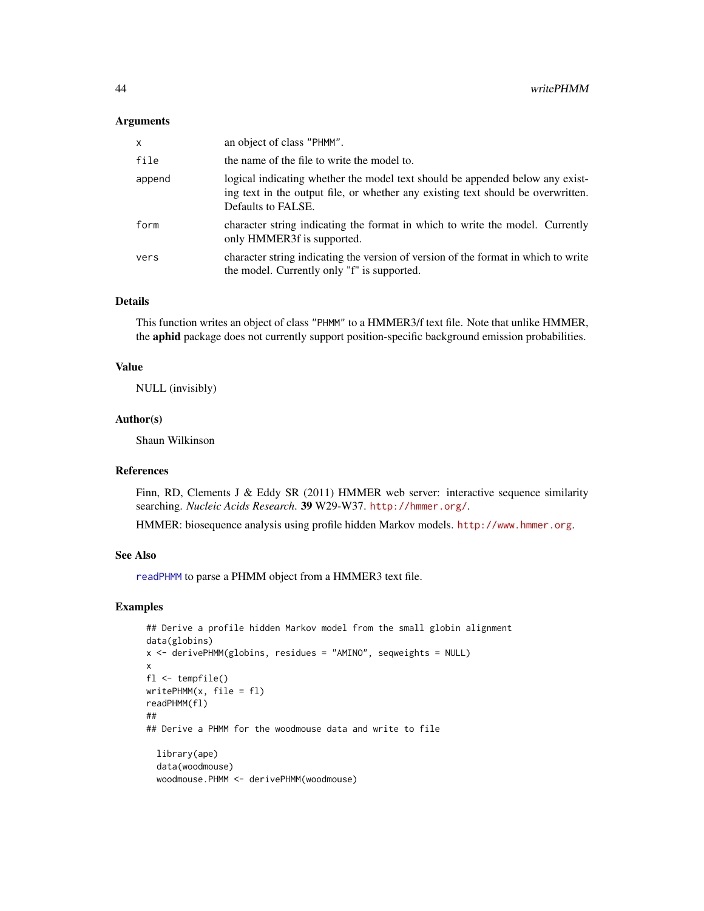### Arguments

| | |
|---|---|
| `x` | an object of class "PHMM". |
| `file` | the name of the file to write the model to. |
| `append` | logical indicating whether the model text should be appended below any existing text in the output file, or whether any existing text should be overwritten. Defaults to FALSE. |
| `form` | character string indicating the format in which to write the model. Currently only HMMER3f is supported. |
| `vers` | character string indicating the version of version of the format in which to write the model. Currently only "f" is supported. |

### Details

This function writes an object of class "PHMM" to a HMMER3/f text file. Note that unlike HMMER, the **aphid** package does not currently support position-specific background emission probabilities.

### Value

NULL (invisibly)

### Author(s)

Shaun Wilkinson

### References

Finn, RD, Clements J & Eddy SR (2011) HMMER web server: interactive sequence similarity searching. *Nucleic Acids Research*. **39** W29-W37. http://hmmer.org/.

HMMER: biosequence analysis using profile hidden Markov models. http://www.hmmer.org.

### See Also

readPHMM to parse a PHMM object from a HMMER3 text file.

### Examples

```
## Derive a profile hidden Markov model from the small globin alignment
data(globins)
x <- derivePHMM(globins, residues = "AMINO", seqweights = NULL)
x
fl <- tempfile()
writePHMM(x, file = fl)
readPHMM(fl)
##
## Derive a PHMM for the woodmouse data and write to file

  library(ape)
  data(woodmouse)
  woodmouse.PHMM <- derivePHMM(woodmouse)
```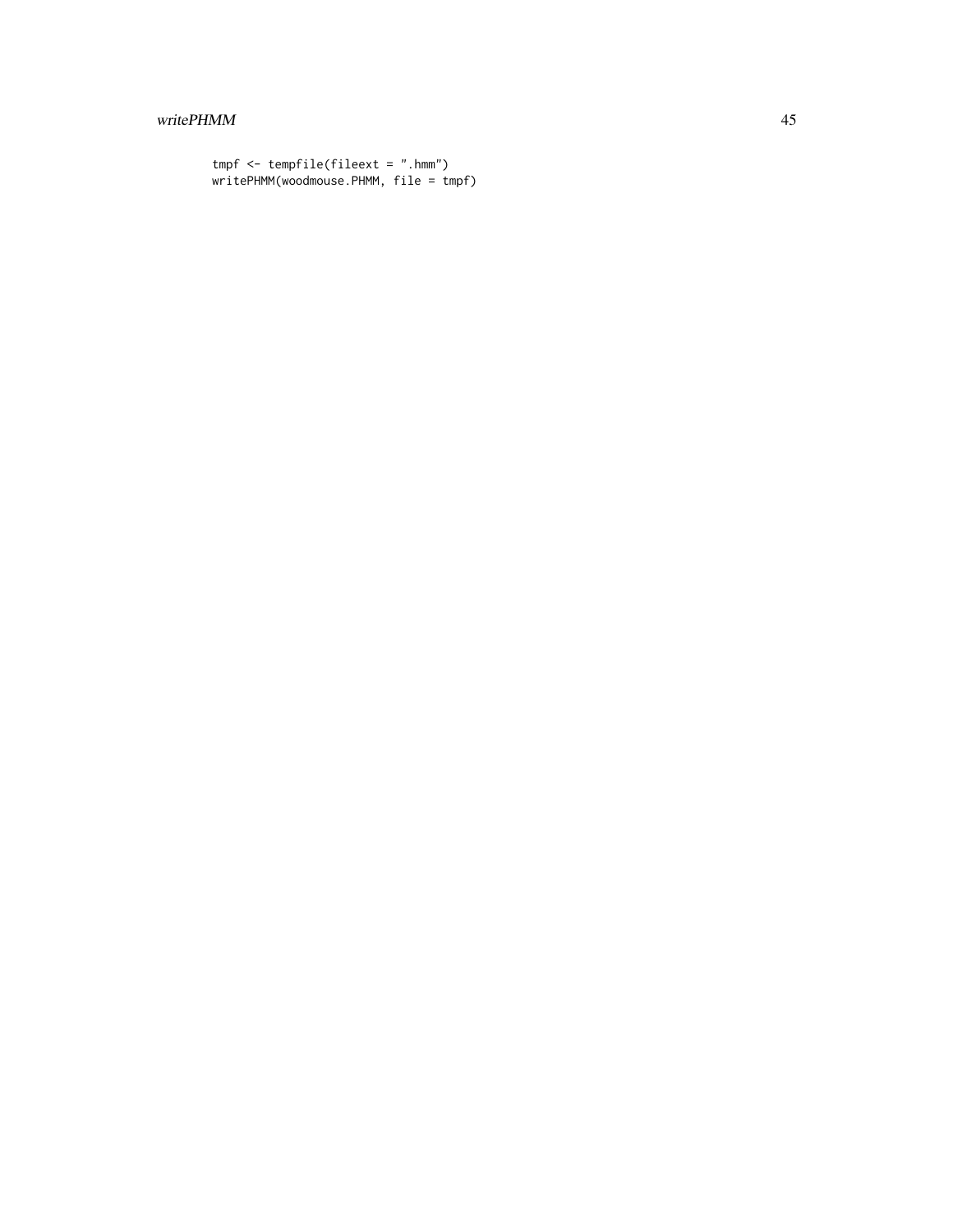```
tmpf <- tempfile(fileext = ".hmm")
writePHMM(woodmouse.PHMM, file = tmpf)
```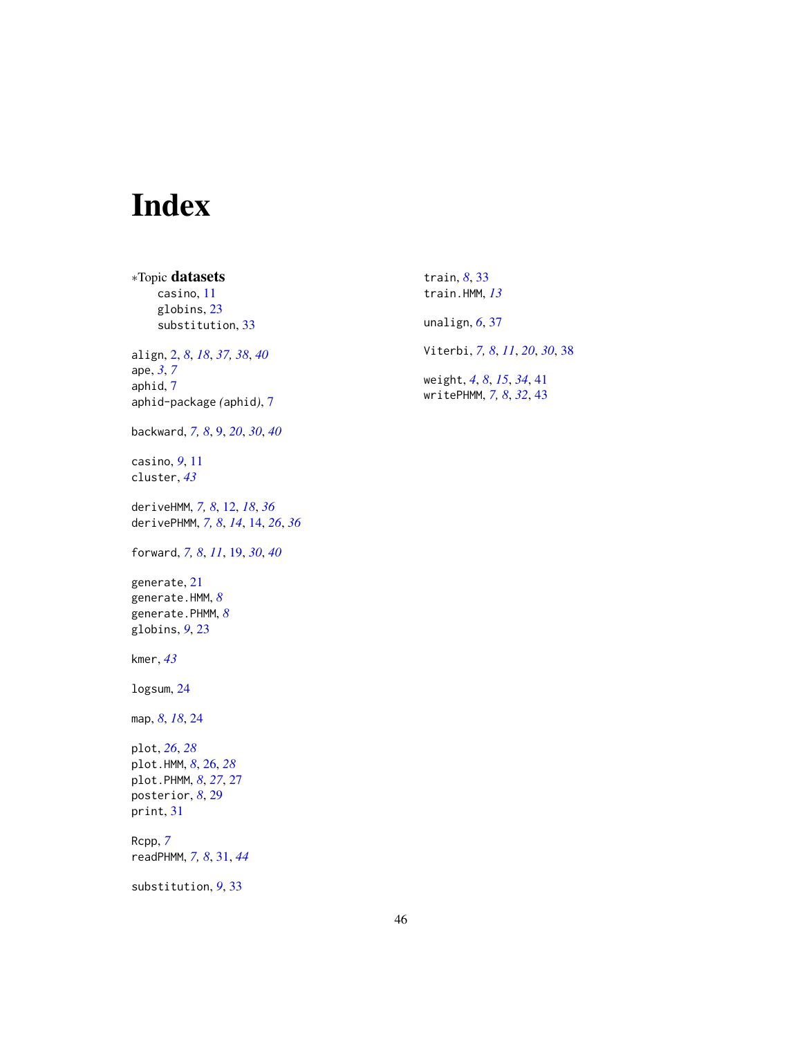# Index

∗Topic **datasets**
- casino, 11
- globins, 23
- substitution, 33

align, 2, *8*, *18*, *37, 38*, *40*
ape, *3*, *7*
aphid, 7
aphid-package *(*aphid*)*, 7

backward, *7, 8*, 9, *20*, *30*, *40*

casino, *9*, 11
cluster, *43*

deriveHMM, *7, 8*, 12, *18*, *36*
derivePHMM, *7, 8*, *14*, 14, *26*, *36*

forward, *7, 8*, *11*, 19, *30*, *40*

generate, 21
generate.HMM, *8*
generate.PHMM, *8*
globins, *9*, 23

kmer, *43*

logsum, 24

map, *8*, *18*, 24

plot, *26*, *28*
plot.HMM, *8*, 26, *28*
plot.PHMM, *8*, *27*, 27
posterior, *8*, 29
print, 31

Rcpp, *7*
readPHMM, *7, 8*, 31, *44*

substitution, *9*, 33

train, *8*, 33
train.HMM, *13*

unalign, *6*, 37

Viterbi, *7, 8*, *11*, *20*, *30*, 38

weight, *4*, *8*, *15*, *34*, 41
writePHMM, *7, 8*, *32*, 43